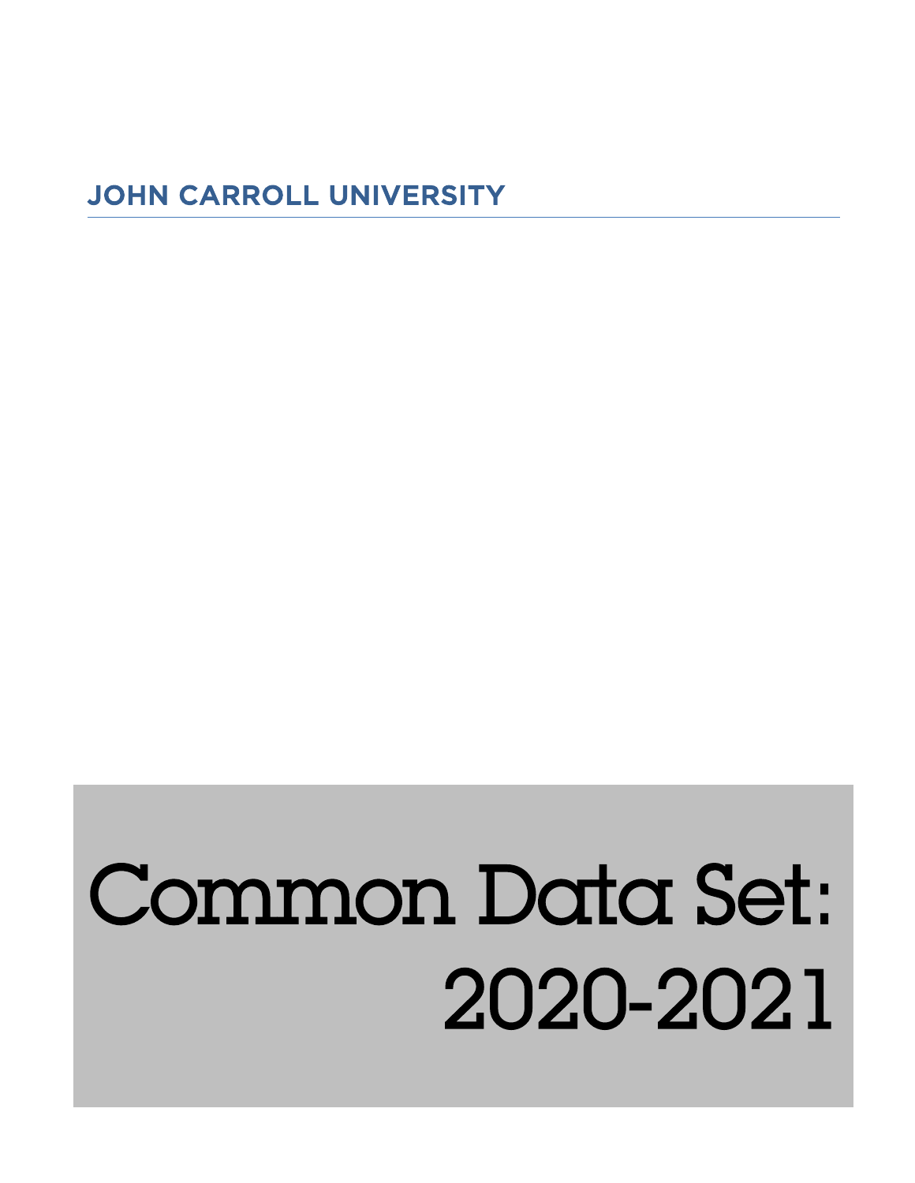**JOHN CARROLL UNIVERSITY**

# Common Data Set: 2020-2021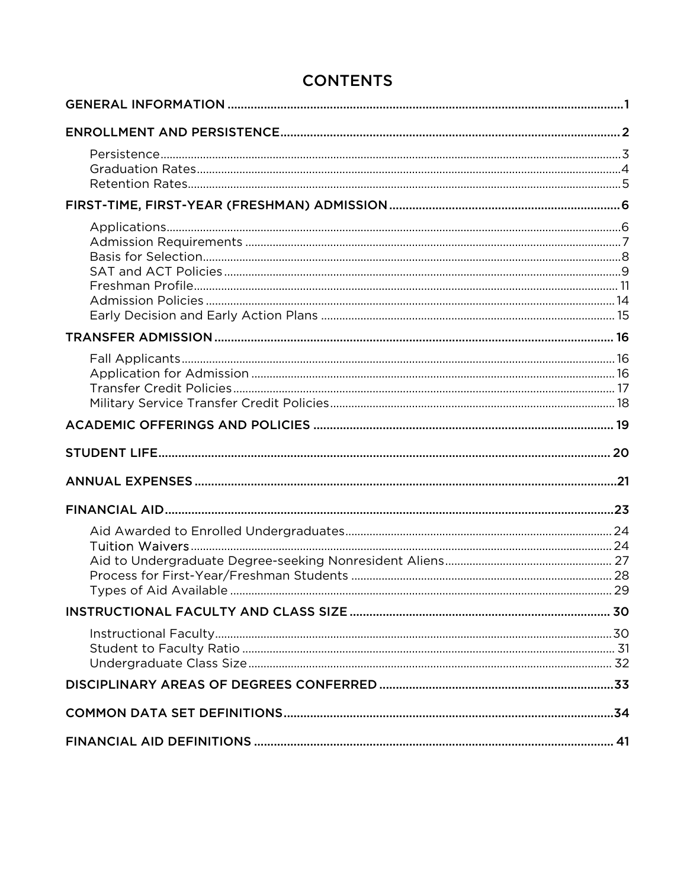# CONTENTS

| | |
|---|---|
| GENERAL INFORMATION | 1 |
| ENROLLMENT AND PERSISTENCE | 2 |
| Persistence | 3 |
| Graduation Rates | 4 |
| Retention Rates | 5 |
| FIRST-TIME, FIRST-YEAR (FRESHMAN) ADMISSION | 6 |
| Applications | 6 |
| Admission Requirements | 7 |
| Basis for Selection | 8 |
| SAT and ACT Policies | 9 |
| Freshman Profile | 11 |
| Admission Policies | 14 |
| Early Decision and Early Action Plans | 15 |
| TRANSFER ADMISSION | 16 |
| Fall Applicants | 16 |
| Application for Admission | 16 |
| Transfer Credit Policies | 17 |
| Military Service Transfer Credit Policies | 18 |
| ACADEMIC OFFERINGS AND POLICIES | 19 |
| STUDENT LIFE | 20 |
| ANNUAL EXPENSES | 21 |
| FINANCIAL AID | 23 |
| Aid Awarded to Enrolled Undergraduates | 24 |
| Tuition Waivers | 24 |
| Aid to Undergraduate Degree-seeking Nonresident Aliens | 27 |
| Process for First-Year/Freshman Students | 28 |
| Types of Aid Available | 29 |
| INSTRUCTIONAL FACULTY AND CLASS SIZE | 30 |
| Instructional Faculty | 30 |
| Student to Faculty Ratio | 31 |
| Undergraduate Class Size | 32 |
| DISCIPLINARY AREAS OF DEGREES CONFERRED | 33 |
| COMMON DATA SET DEFINITIONS | 34 |
| FINANCIAL AID DEFINITIONS | 41 |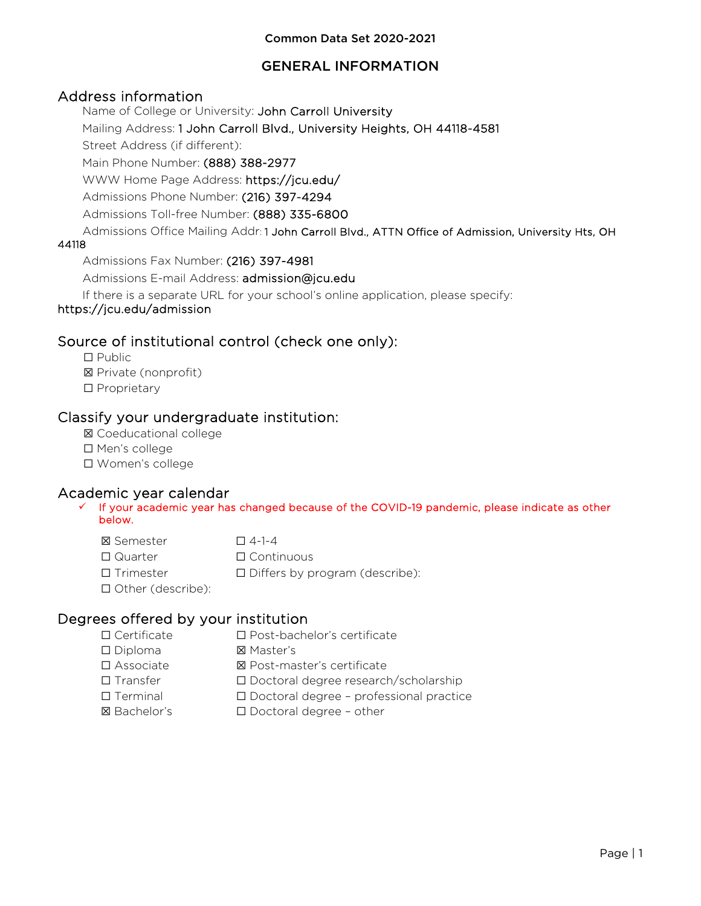Common Data Set 2020-2021

# GENERAL INFORMATION

## Address information

Name of College or University: John Carroll University

Mailing Address: 1 John Carroll Blvd., University Heights, OH 44118-4581

Street Address (if different):

Main Phone Number: (888) 388-2977

WWW Home Page Address: https://jcu.edu/

Admissions Phone Number: (216) 397-4294

Admissions Toll-free Number: (888) 335-6800

Admissions Office Mailing Addr: 1 John Carroll Blvd., ATTN Office of Admission, University Hts, OH 44118

Admissions Fax Number: (216) 397-4981

Admissions E-mail Address: admission@jcu.edu

If there is a separate URL for your school's online application, please specify: https://jcu.edu/admission

## Source of institutional control (check one only):

☐ Public
☒ Private (nonprofit)
☐ Proprietary

## Classify your undergraduate institution:

☒ Coeducational college
☐ Men's college
☐ Women's college

## Academic year calendar

✓ If your academic year has changed because of the COVID-19 pandemic, please indicate as other below.

☒ Semester
☐ Quarter
☐ Trimester
☐ Other (describe):
☐ 4-1-4
☐ Continuous
☐ Differs by program (describe):

## Degrees offered by your institution

☐ Certificate
☐ Diploma
☐ Associate
☐ Transfer
☐ Terminal
☒ Bachelor's
☐ Post-bachelor's certificate
☒ Master's
☒ Post-master's certificate
☐ Doctoral degree research/scholarship
☐ Doctoral degree – professional practice
☐ Doctoral degree – other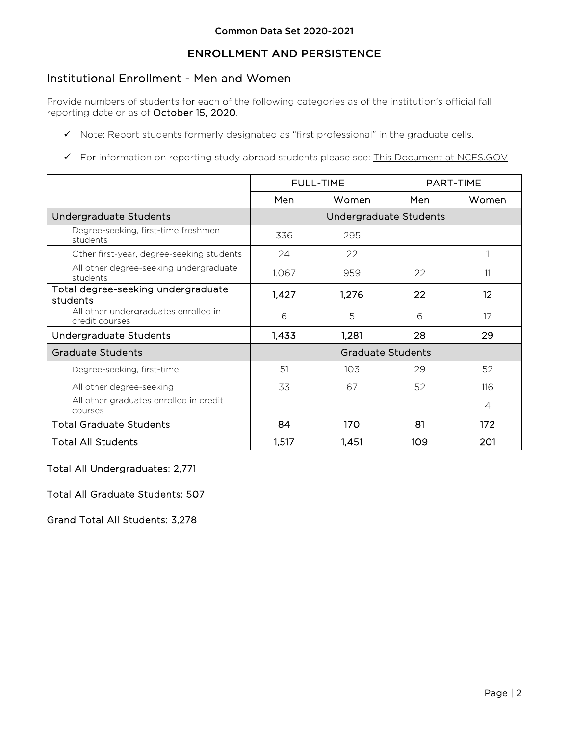Common Data Set 2020-2021

# ENROLLMENT AND PERSISTENCE

## Institutional Enrollment - Men and Women

Provide numbers of students for each of the following categories as of the institution's official fall reporting date or as of October 15, 2020.

- ✓ Note: Report students formerly designated as "first professional" in the graduate cells.
- ✓ For information on reporting study abroad students please see: This Document at NCES.GOV

| | FULL-TIME | | PART-TIME | |
|---|---|---|---|---|
| | Men | Women | Men | Women |
| **Undergraduate Students** | **Undergraduate Students** | | | |
| Degree-seeking, first-time freshmen students | 336 | 295 | | |
| Other first-year, degree-seeking students | 24 | 22 | | 1 |
| All other degree-seeking undergraduate students | 1,067 | 959 | 22 | 11 |
| **Total degree-seeking undergraduate students** | **1,427** | **1,276** | **22** | **12** |
| All other undergraduates enrolled in credit courses | 6 | 5 | 6 | 17 |
| **Undergraduate Students** | **1,433** | **1,281** | **28** | **29** |
| **Graduate Students** | **Graduate Students** | | | |
| Degree-seeking, first-time | 51 | 103 | 29 | 52 |
| All other degree-seeking | 33 | 67 | 52 | 116 |
| All other graduates enrolled in credit courses | | | | 4 |
| **Total Graduate Students** | **84** | **170** | **81** | **172** |
| **Total All Students** | **1,517** | **1,451** | **109** | **201** |

Total All Undergraduates: 2,771

Total All Graduate Students: 507

Grand Total All Students: 3,278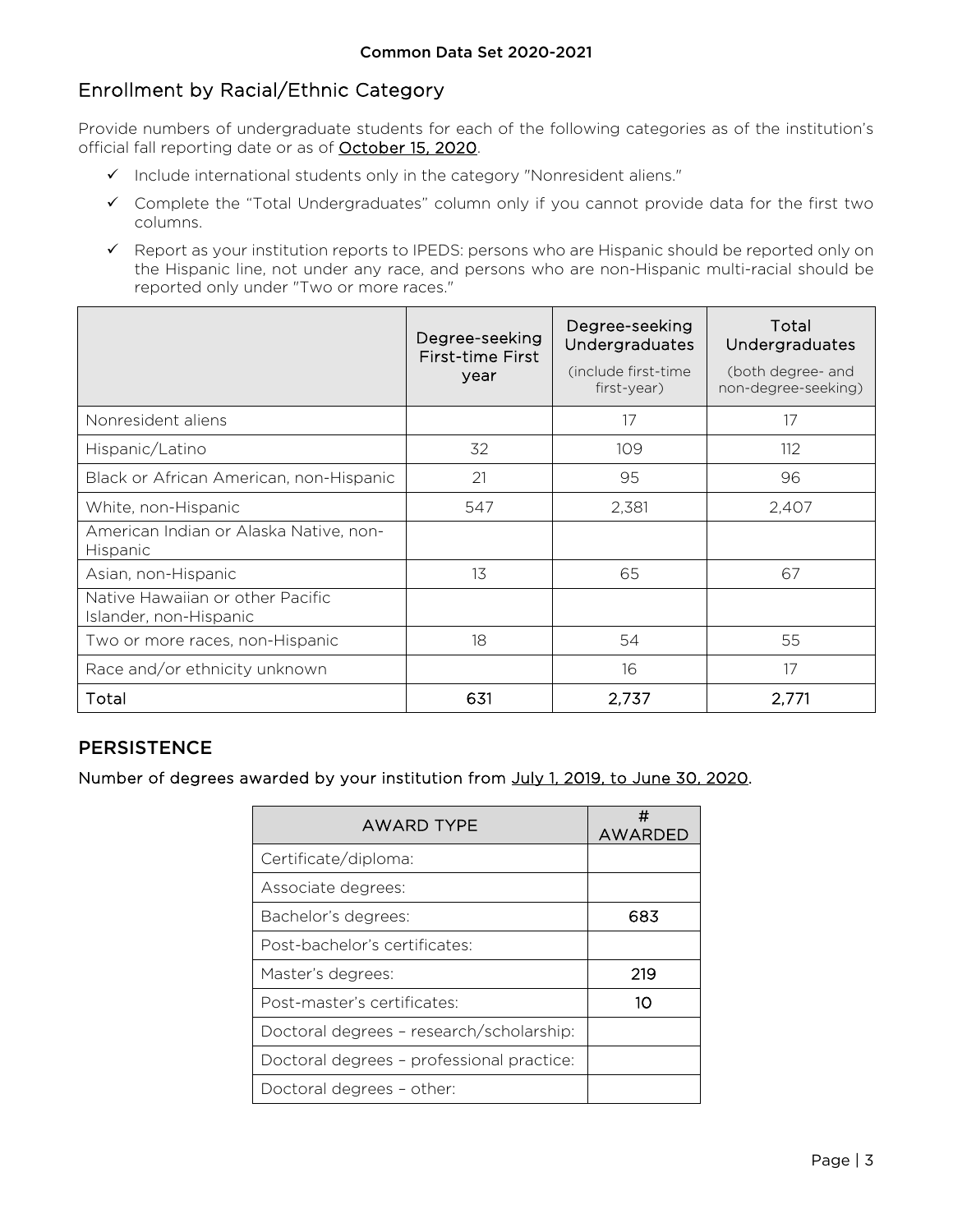## Enrollment by Racial/Ethnic Category

Provide numbers of undergraduate students for each of the following categories as of the institution's official fall reporting date or as of October 15, 2020.

- ✓ Include international students only in the category "Nonresident aliens."
- ✓ Complete the "Total Undergraduates" column only if you cannot provide data for the first two columns.
- ✓ Report as your institution reports to IPEDS: persons who are Hispanic should be reported only on the Hispanic line, not under any race, and persons who are non-Hispanic multi-racial should be reported only under "Two or more races."

| | Degree-seeking First-time First year | Degree-seeking Undergraduates (include first-time first-year) | Total Undergraduates (both degree- and non-degree-seeking) |
|---|---|---|---|
| Nonresident aliens | | 17 | 17 |
| Hispanic/Latino | 32 | 109 | 112 |
| Black or African American, non-Hispanic | 21 | 95 | 96 |
| White, non-Hispanic | 547 | 2,381 | 2,407 |
| American Indian or Alaska Native, non-Hispanic | | | |
| Asian, non-Hispanic | 13 | 65 | 67 |
| Native Hawaiian or other Pacific Islander, non-Hispanic | | | |
| Two or more races, non-Hispanic | 18 | 54 | 55 |
| Race and/or ethnicity unknown | | 16 | 17 |
| **Total** | **631** | **2,737** | **2,771** |

## PERSISTENCE

**Number of degrees awarded by your institution from July 1, 2019, to June 30, 2020.**

| AWARD TYPE | # AWARDED |
|---|---|
| Certificate/diploma: | |
| Associate degrees: | |
| Bachelor's degrees: | 683 |
| Post-bachelor's certificates: | |
| Master's degrees: | 219 |
| Post-master's certificates: | 10 |
| Doctoral degrees – research/scholarship: | |
| Doctoral degrees – professional practice: | |
| Doctoral degrees – other: | |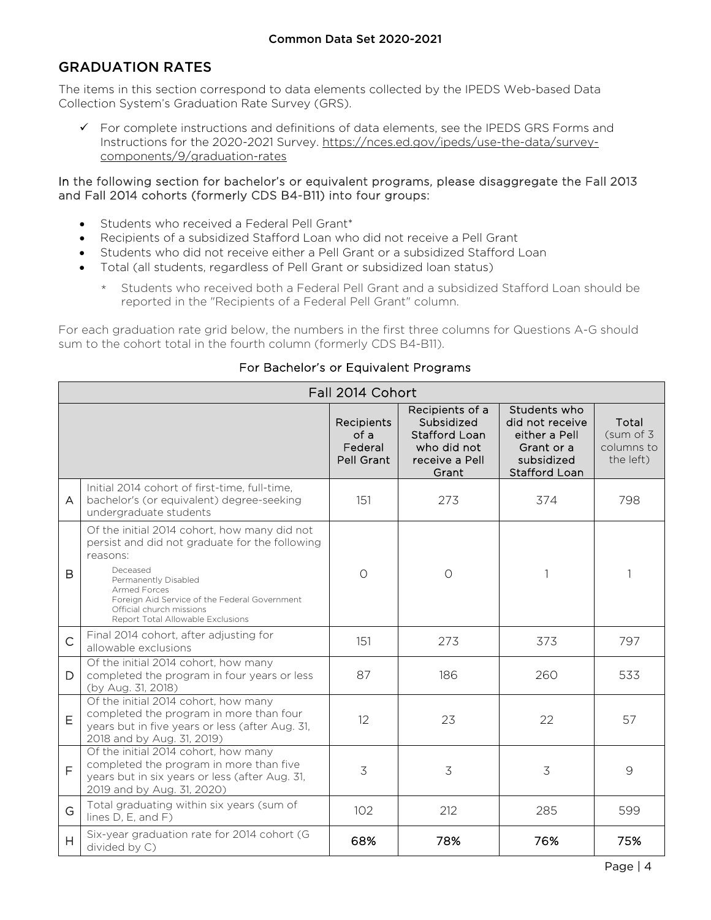## GRADUATION RATES

The items in this section correspond to data elements collected by the IPEDS Web-based Data Collection System's Graduation Rate Survey (GRS).

- ✓ For complete instructions and definitions of data elements, see the IPEDS GRS Forms and Instructions for the 2020-2021 Survey. https://nces.ed.gov/ipeds/use-the-data/survey-components/9/graduation-rates

In the following section for bachelor's or equivalent programs, please disaggregate the Fall 2013 and Fall 2014 cohorts (formerly CDS B4-B11) into four groups:

- Students who received a Federal Pell Grant*
- Recipients of a subsidized Stafford Loan who did not receive a Pell Grant
- Students who did not receive either a Pell Grant or a subsidized Stafford Loan
- Total (all students, regardless of Pell Grant or subsidized loan status)
    - * Students who received both a Federal Pell Grant and a subsidized Stafford Loan should be reported in the "Recipients of a Federal Pell Grant" column.

For each graduation rate grid below, the numbers in the first three columns for Questions A-G should sum to the cohort total in the fourth column (formerly CDS B4-B11).

### For Bachelor's or Equivalent Programs

| Fall 2014 Cohort | | | | | |
|---|---|---|---|---|---|
| | | Recipients of a Federal Pell Grant | Recipients of a Subsidized Stafford Loan who did not receive a Pell Grant | Students who did not receive either a Pell Grant or a subsidized Stafford Loan | Total (sum of 3 columns to the left) |
| A | Initial 2014 cohort of first-time, full-time, bachelor's (or equivalent) degree-seeking undergraduate students | 151 | 273 | 374 | 798 |
| B | Of the initial 2014 cohort, how many did not persist and did not graduate for the following reasons: Deceased, Permanently Disabled, Armed Forces, Foreign Aid Service of the Federal Government, Official church missions, Report Total Allowable Exclusions | 0 | 0 | 1 | 1 |
| C | Final 2014 cohort, after adjusting for allowable exclusions | 151 | 273 | 373 | 797 |
| D | Of the initial 2014 cohort, how many completed the program in four years or less (by Aug. 31, 2018) | 87 | 186 | 260 | 533 |
| E | Of the initial 2014 cohort, how many completed the program in more than four years but in five years or less (after Aug. 31, 2018 and by Aug. 31, 2019) | 12 | 23 | 22 | 57 |
| F | Of the initial 2014 cohort, how many completed the program in more than five years but in six years or less (after Aug. 31, 2019 and by Aug. 31, 2020) | 3 | 3 | 3 | 9 |
| G | Total graduating within six years (sum of lines D, E, and F) | 102 | 212 | 285 | 599 |
| H | Six-year graduation rate for 2014 cohort (G divided by C) | **68%** | **78%** | **76%** | **75%** |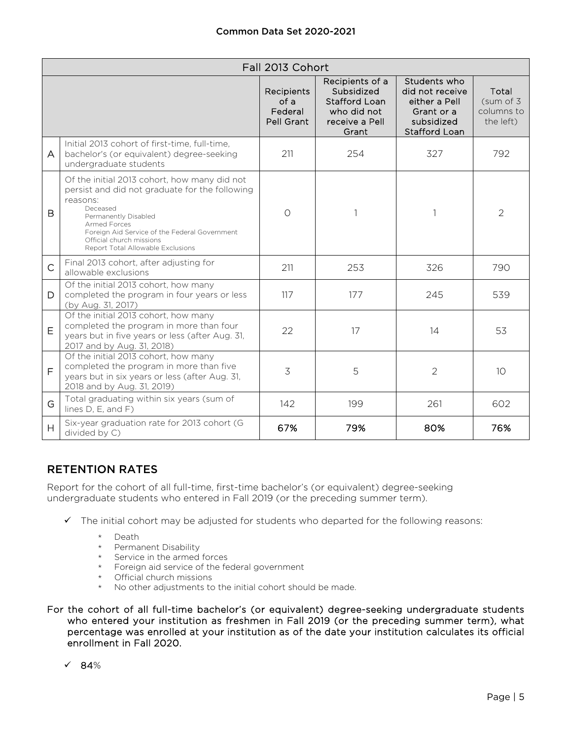| Fall 2013 Cohort | | | | | |
|---|---|---|---|---|---|
| | | Recipients of a Federal Pell Grant | Recipients of a Subsidized Stafford Loan who did not receive a Pell Grant | Students who did not receive either a Pell Grant or a subsidized Stafford Loan | Total (sum of 3 columns to the left) |
| A | Initial 2013 cohort of first-time, full-time, bachelor's (or equivalent) degree-seeking undergraduate students | 211 | 254 | 327 | 792 |
| B | Of the initial 2013 cohort, how many did not persist and did not graduate for the following reasons: Deceased, Permanently Disabled, Armed Forces, Foreign Aid Service of the Federal Government, Official church missions, Report Total Allowable Exclusions | 0 | 1 | 1 | 2 |
| C | Final 2013 cohort, after adjusting for allowable exclusions | 211 | 253 | 326 | 790 |
| D | Of the initial 2013 cohort, how many completed the program in four years or less (by Aug. 31, 2017) | 117 | 177 | 245 | 539 |
| E | Of the initial 2013 cohort, how many completed the program in more than four years but in five years or less (after Aug. 31, 2017 and by Aug. 31, 2018) | 22 | 17 | 14 | 53 |
| F | Of the initial 2013 cohort, how many completed the program in more than five years but in six years or less (after Aug. 31, 2018 and by Aug. 31, 2019) | 3 | 5 | 2 | 10 |
| G | Total graduating within six years (sum of lines D, E, and F) | 142 | 199 | 261 | 602 |
| H | Six-year graduation rate for 2013 cohort (G divided by C) | **67%** | **79%** | **80%** | **76%** |

## RETENTION RATES

Report for the cohort of all full-time, first-time bachelor's (or equivalent) degree-seeking undergraduate students who entered in Fall 2019 (or the preceding summer term).

- ✓ The initial cohort may be adjusted for students who departed for the following reasons:
  - * Death
  - * Permanent Disability
  - * Service in the armed forces
  - * Foreign aid service of the federal government
  - * Official church missions
  - * No other adjustments to the initial cohort should be made.

For the cohort of all full-time bachelor's (or equivalent) degree-seeking undergraduate students who entered your institution as freshmen in Fall 2019 (or the preceding summer term), what percentage was enrolled at your institution as of the date your institution calculates its official enrollment in Fall 2020.

- ✓ 84%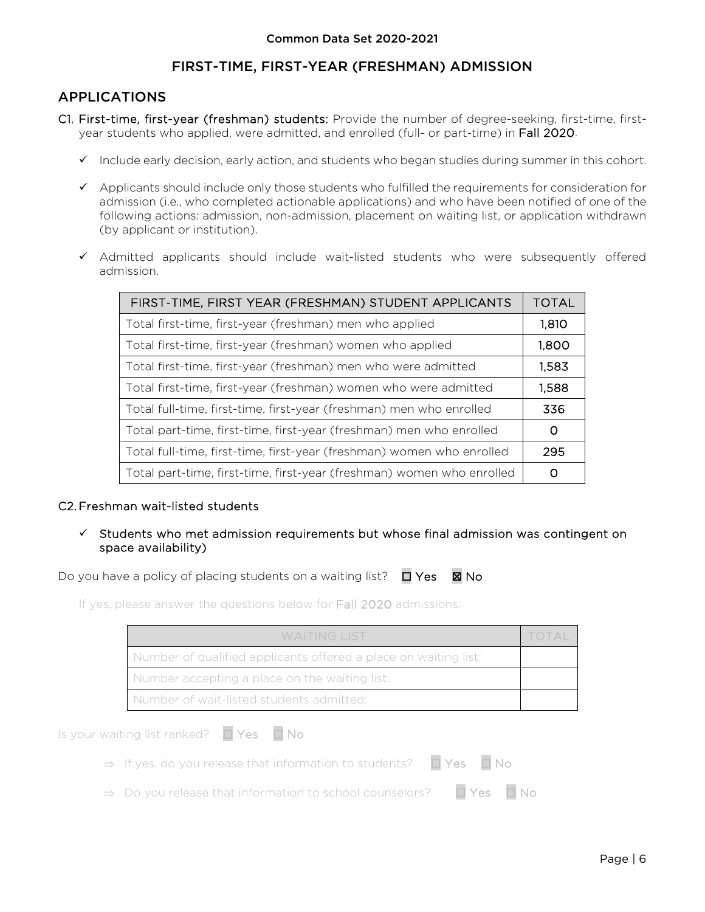## FIRST-TIME, FIRST-YEAR (FRESHMAN) ADMISSION

## APPLICATIONS

**C1. First-time, first-year (freshman) students:** Provide the number of degree-seeking, first-time, first-year students who applied, were admitted, and enrolled (full- or part-time) in Fall 2020.

- ✓ Include early decision, early action, and students who began studies during summer in this cohort.
- ✓ Applicants should include only those students who fulfilled the requirements for consideration for admission (i.e., who completed actionable applications) and who have been notified of one of the following actions: admission, non-admission, placement on waiting list, or application withdrawn (by applicant or institution).
- ✓ Admitted applicants should include wait-listed students who were subsequently offered admission.

| FIRST-TIME, FIRST YEAR (FRESHMAN) STUDENT APPLICANTS | TOTAL |
| --- | --- |
| Total first-time, first-year (freshman) men who applied | 1,810 |
| Total first-time, first-year (freshman) women who applied | 1,800 |
| Total first-time, first-year (freshman) men who were admitted | 1,583 |
| Total first-time, first-year (freshman) women who were admitted | 1,588 |
| Total full-time, first-time, first-year (freshman) men who enrolled | 336 |
| Total part-time, first-time, first-year (freshman) men who enrolled | 0 |
| Total full-time, first-time, first-year (freshman) women who enrolled | 295 |
| Total part-time, first-time, first-year (freshman) women who enrolled | 0 |

### C2. Freshman wait-listed students

- ✓ Students who met admission requirements but whose final admission was contingent on space availability)

Do you have a policy of placing students on a waiting list? ☐ Yes ☒ No

If yes, please answer the questions below for Fall 2020 admissions:

| WAITING LIST | TOTAL |
| --- | --- |
| Number of qualified applicants offered a place on waiting list: | |
| Number accepting a place on the waiting list: | |
| Number of wait-listed students admitted: | |

Is your waiting list ranked? ☐ Yes ☐ No

⇒ If yes, do you release that information to students? ☐ Yes ☐ No

⇒ Do you release that information to school counselors? ☐ Yes ☐ No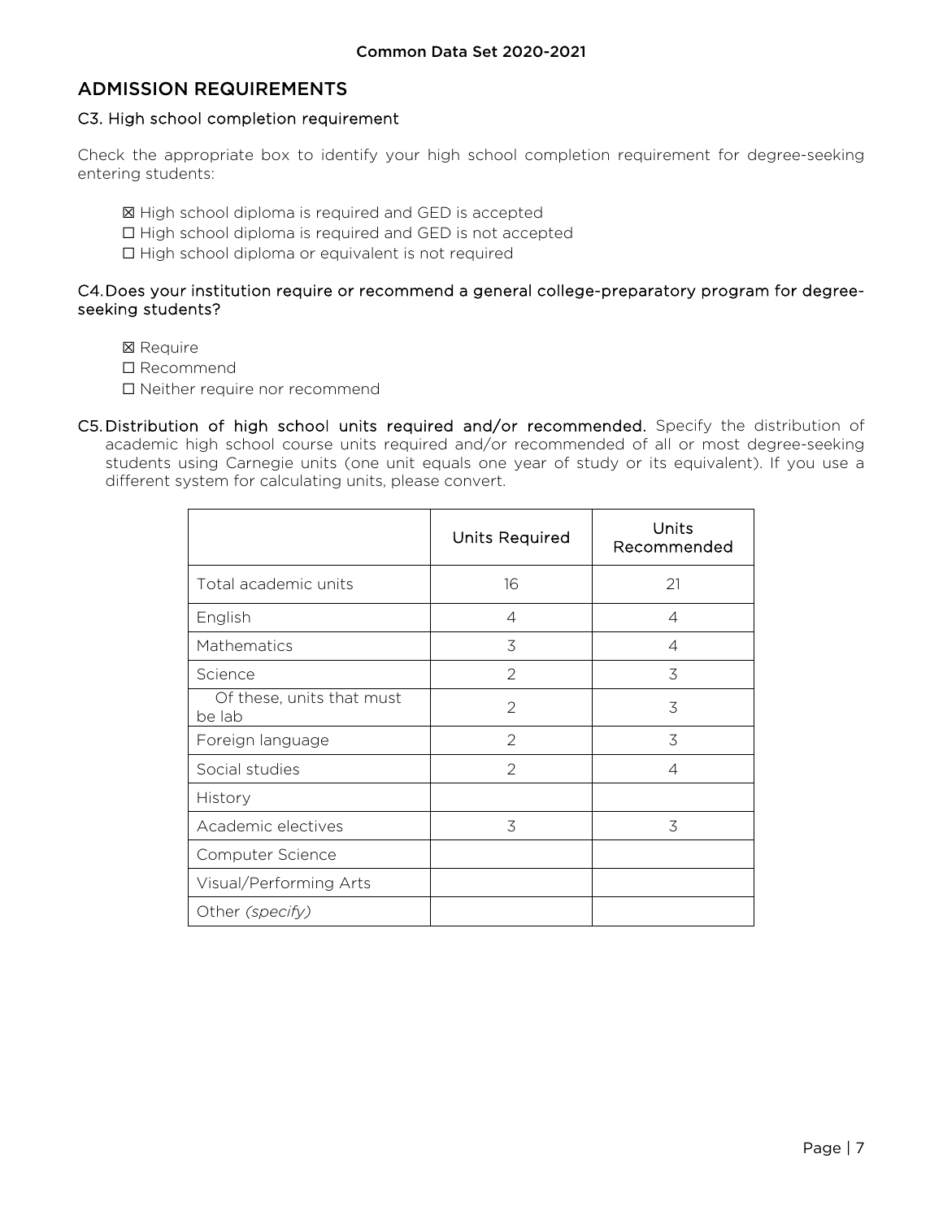## ADMISSION REQUIREMENTS

### C3. High school completion requirement

Check the appropriate box to identify your high school completion requirement for degree-seeking entering students:

☒ High school diploma is required and GED is accepted
☐ High school diploma is required and GED is not accepted
☐ High school diploma or equivalent is not required

### C4. Does your institution require or recommend a general college-preparatory program for degree-seeking students?

☒ Require
☐ Recommend
☐ Neither require nor recommend

**C5. Distribution of high school units required and/or recommended.** Specify the distribution of academic high school course units required and/or recommended of all or most degree-seeking students using Carnegie units (one unit equals one year of study or its equivalent). If you use a different system for calculating units, please convert.

| | Units Required | Units Recommended |
|---|---|---|
| Total academic units | 16 | 21 |
| English | 4 | 4 |
| Mathematics | 3 | 4 |
| Science | 2 | 3 |
| Of these, units that must be lab | 2 | 3 |
| Foreign language | 2 | 3 |
| Social studies | 2 | 4 |
| History | | |
| Academic electives | 3 | 3 |
| Computer Science | | |
| Visual/Performing Arts | | |
| Other *(specify)* | | |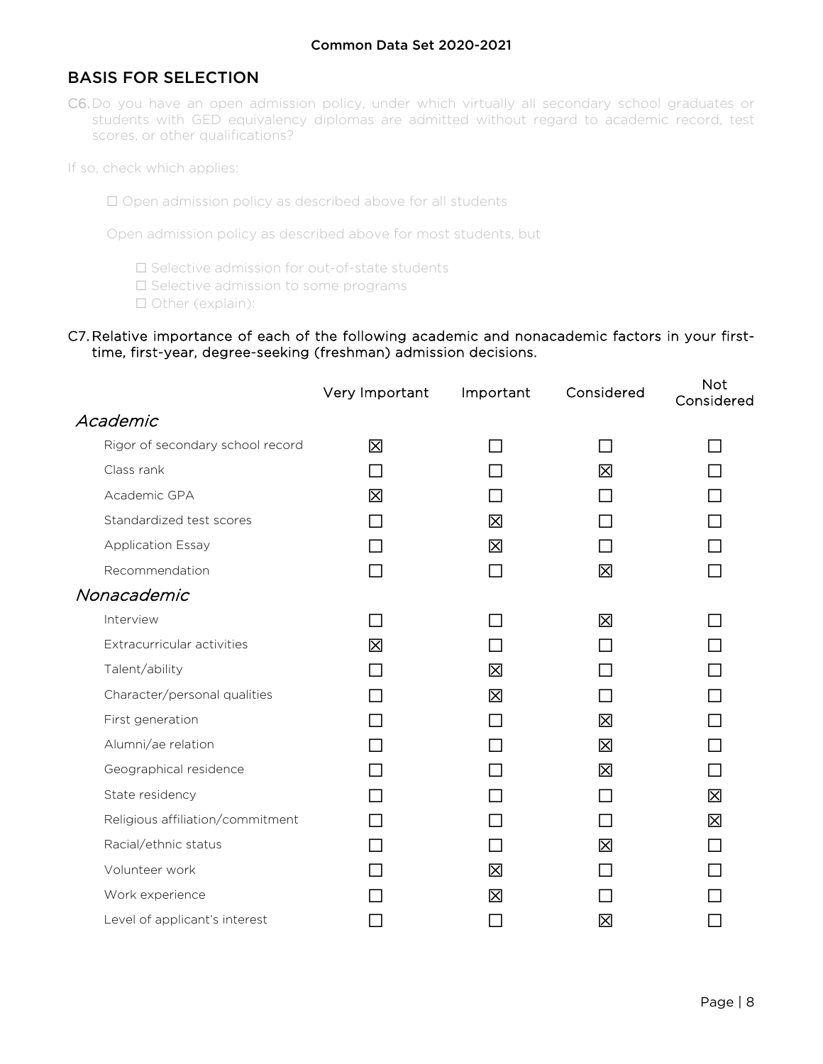## BASIS FOR SELECTION

C6. Do you have an open admission policy, under which virtually all secondary school graduates or students with GED equivalency diplomas are admitted without regard to academic record, test scores, or other qualifications?

If so, check which applies:

☐ Open admission policy as described above for all students

Open admission policy as described above for most students, but

☐ Selective admission for out-of-state students
☐ Selective admission to some programs
☐ Other (explain):

C7. Relative importance of each of the following academic and nonacademic factors in your first-time, first-year, degree-seeking (freshman) admission decisions.

| | Very Important | Important | Considered | Not Considered |
|---|---|---|---|---|
| ***Academic*** | | | | |
| Rigor of secondary school record | ☒ | ☐ | ☐ | ☐ |
| Class rank | ☐ | ☐ | ☒ | ☐ |
| Academic GPA | ☒ | ☐ | ☐ | ☐ |
| Standardized test scores | ☐ | ☒ | ☐ | ☐ |
| Application Essay | ☐ | ☒ | ☐ | ☐ |
| Recommendation | ☐ | ☐ | ☒ | ☐ |
| ***Nonacademic*** | | | | |
| Interview | ☐ | ☐ | ☒ | ☐ |
| Extracurricular activities | ☒ | ☐ | ☐ | ☐ |
| Talent/ability | ☐ | ☒ | ☐ | ☐ |
| Character/personal qualities | ☐ | ☒ | ☐ | ☐ |
| First generation | ☐ | ☐ | ☒ | ☐ |
| Alumni/ae relation | ☐ | ☐ | ☒ | ☐ |
| Geographical residence | ☐ | ☐ | ☒ | ☐ |
| State residency | ☐ | ☐ | ☐ | ☒ |
| Religious affiliation/commitment | ☐ | ☐ | ☐ | ☒ |
| Racial/ethnic status | ☐ | ☐ | ☒ | ☐ |
| Volunteer work | ☐ | ☒ | ☐ | ☐ |
| Work experience | ☐ | ☒ | ☐ | ☐ |
| Level of applicant's interest | ☐ | ☐ | ☒ | ☐ |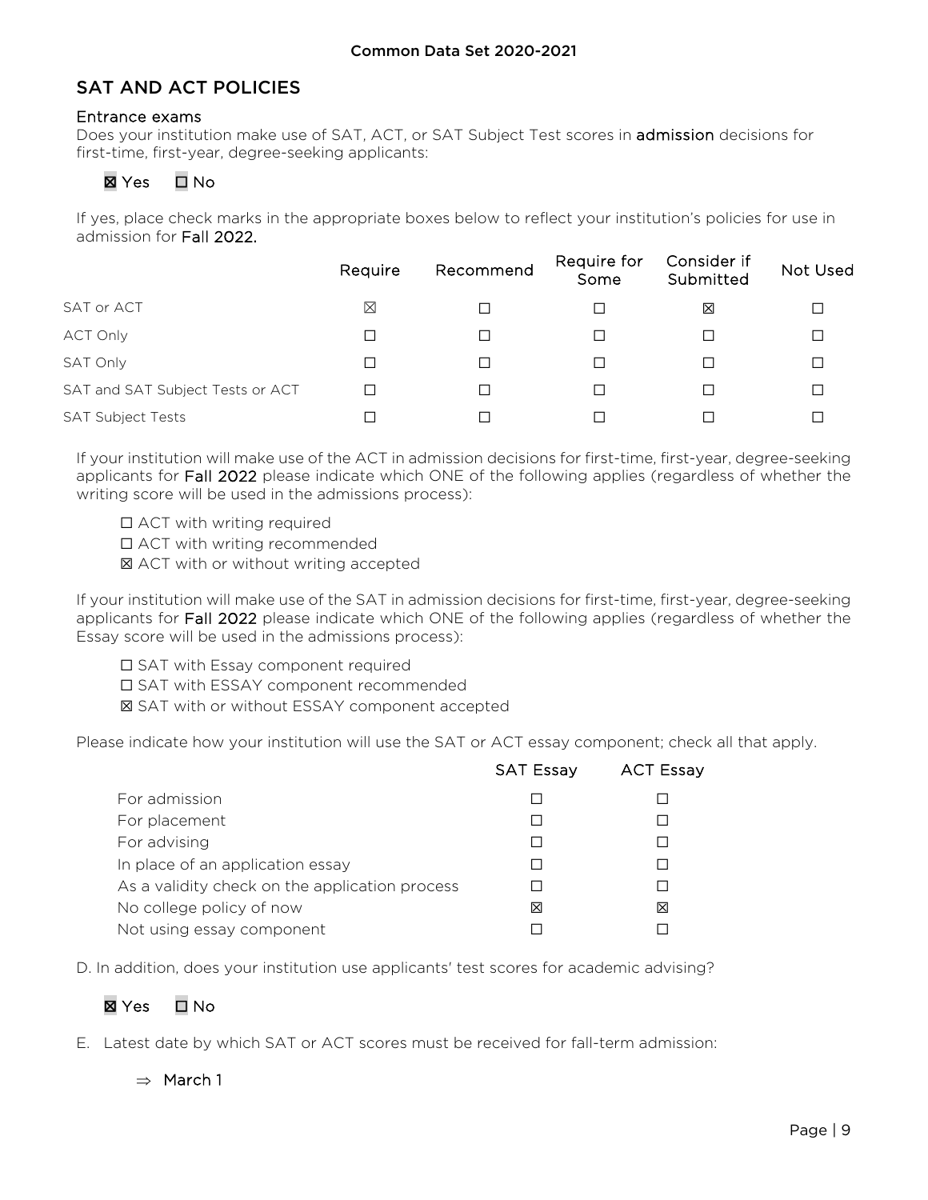## SAT AND ACT POLICIES

### Entrance exams

Does your institution make use of SAT, ACT, or SAT Subject Test scores in **admission** decisions for first-time, first-year, degree-seeking applicants:

☒ Yes ☐ No

If yes, place check marks in the appropriate boxes below to reflect your institution's policies for use in admission for **Fall 2022.**

| | Require | Recommend | Require for Some | Consider if Submitted | Not Used |
|---|---|---|---|---|---|
| SAT or ACT | ☒ | ☐ | ☐ | ☒ | ☐ |
| ACT Only | ☐ | ☐ | ☐ | ☐ | ☐ |
| SAT Only | ☐ | ☐ | ☐ | ☐ | ☐ |
| SAT and SAT Subject Tests or ACT | ☐ | ☐ | ☐ | ☐ | ☐ |
| SAT Subject Tests | ☐ | ☐ | ☐ | ☐ | ☐ |

If your institution will make use of the ACT in admission decisions for first-time, first-year, degree-seeking applicants for **Fall 2022** please indicate which ONE of the following applies (regardless of whether the writing score will be used in the admissions process):

☐ ACT with writing required
☐ ACT with writing recommended
☒ ACT with or without writing accepted

If your institution will make use of the SAT in admission decisions for first-time, first-year, degree-seeking applicants for **Fall 2022** please indicate which ONE of the following applies (regardless of whether the Essay score will be used in the admissions process):

☐ SAT with Essay component required
☐ SAT with ESSAY component recommended
☒ SAT with or without ESSAY component accepted

Please indicate how your institution will use the SAT or ACT essay component; check all that apply.

| | SAT Essay | ACT Essay |
|---|---|---|
| For admission | ☐ | ☐ |
| For placement | ☐ | ☐ |
| For advising | ☐ | ☐ |
| In place of an application essay | ☐ | ☐ |
| As a validity check on the application process | ☐ | ☐ |
| No college policy of now | ☒ | ☒ |
| Not using essay component | ☐ | ☐ |

D. In addition, does your institution use applicants' test scores for academic advising?

☒ Yes ☐ No

E. Latest date by which SAT or ACT scores must be received for fall-term admission:

⇒ March 1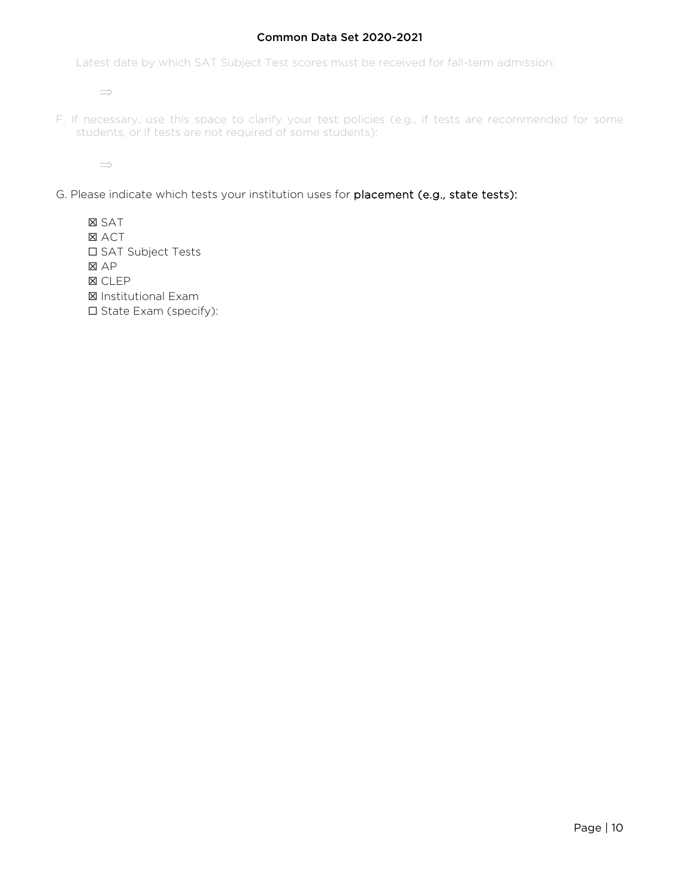Latest date by which SAT Subject Test scores must be received for fall-term admission:

⇒

F. If necessary, use this space to clarify your test policies (e.g., if tests are recommended for some students, or if tests are not required of some students):

⇒

G. Please indicate which tests your institution uses for **placement (e.g., state tests):**

- ☒ SAT
- ☒ ACT
- ☐ SAT Subject Tests
- ☒ AP
- ☒ CLEP
- ☒ Institutional Exam
- ☐ State Exam (specify):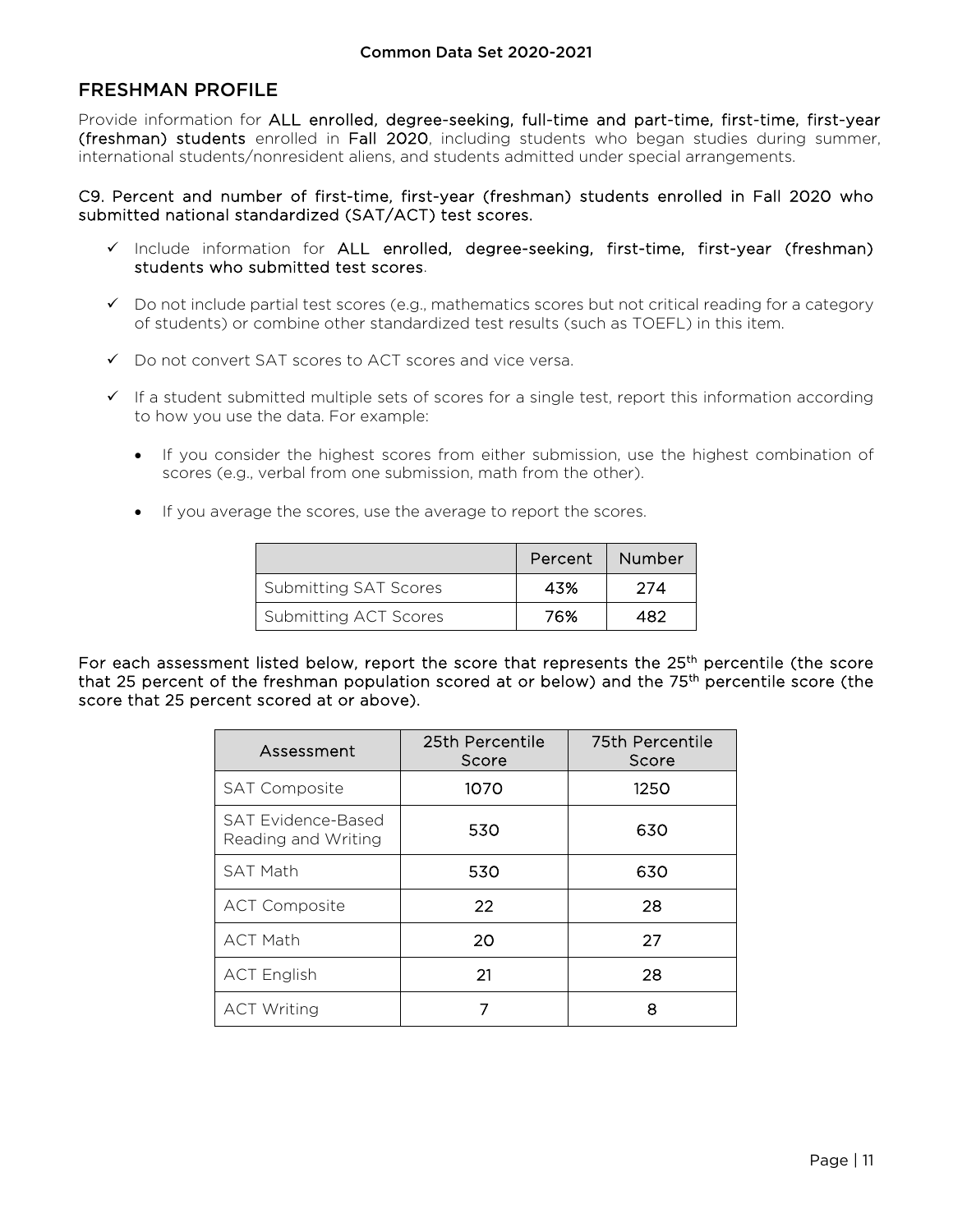## FRESHMAN PROFILE

Provide information for **ALL enrolled, degree-seeking, full-time and part-time, first-time, first-year (freshman) students** enrolled in **Fall 2020**, including students who began studies during summer, international students/nonresident aliens, and students admitted under special arrangements.

**C9. Percent and number of first-time, first-year (freshman) students enrolled in Fall 2020 who submitted national standardized (SAT/ACT) test scores.**

- ✓ Include information for **ALL enrolled, degree-seeking, first-time, first-year (freshman) students who submitted test scores**.
- ✓ Do not include partial test scores (e.g., mathematics scores but not critical reading for a category of students) or combine other standardized test results (such as TOEFL) in this item.
- ✓ Do not convert SAT scores to ACT scores and vice versa.
- ✓ If a student submitted multiple sets of scores for a single test, report this information according to how you use the data. For example:
  - If you consider the highest scores from either submission, use the highest combination of scores (e.g., verbal from one submission, math from the other).
  - If you average the scores, use the average to report the scores.

| | Percent | Number |
|---|---|---|
| Submitting SAT Scores | 43% | 274 |
| Submitting ACT Scores | 76% | 482 |

**For each assessment listed below, report the score that represents the 25th percentile (the score that 25 percent of the freshman population scored at or below) and the 75th percentile score (the score that 25 percent scored at or above).**

| Assessment | 25th Percentile Score | 75th Percentile Score |
|---|---|---|
| SAT Composite | 1070 | 1250 |
| SAT Evidence-Based Reading and Writing | 530 | 630 |
| SAT Math | 530 | 630 |
| ACT Composite | 22 | 28 |
| ACT Math | 20 | 27 |
| ACT English | 21 | 28 |
| ACT Writing | 7 | 8 |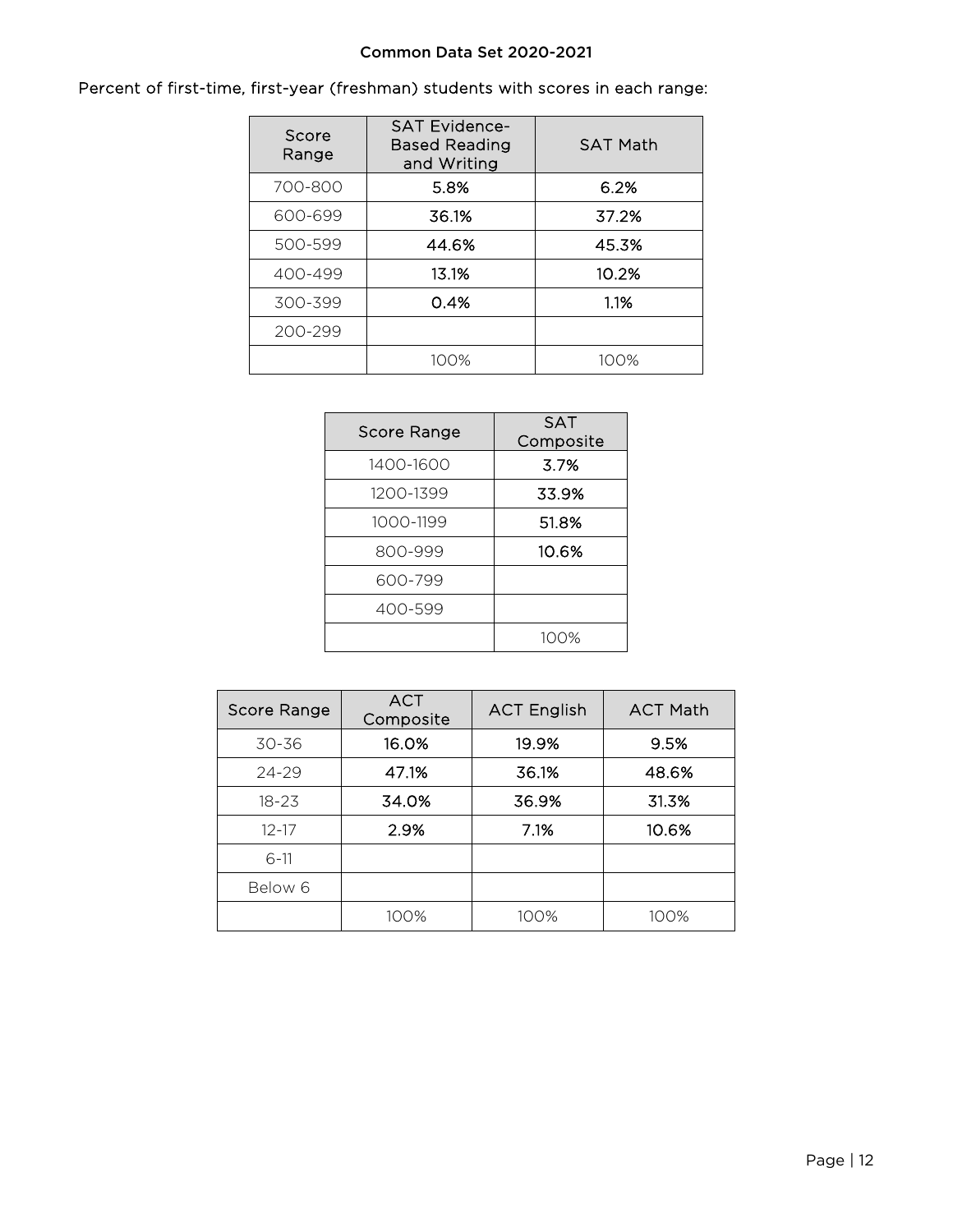## Common Data Set 2020-2021

Percent of first-time, first-year (freshman) students with scores in each range:

| Score Range | SAT Evidence-Based Reading and Writing | SAT Math |
|---|---|---|
| 700-800 | 5.8% | 6.2% |
| 600-699 | 36.1% | 37.2% |
| 500-599 | 44.6% | 45.3% |
| 400-499 | 13.1% | 10.2% |
| 300-399 | 0.4% | 1.1% |
| 200-299 | | |
| | 100% | 100% |

| Score Range | SAT Composite |
|---|---|
| 1400-1600 | 3.7% |
| 1200-1399 | 33.9% |
| 1000-1199 | 51.8% |
| 800-999 | 10.6% |
| 600-799 | |
| 400-599 | |
| | 100% |

| Score Range | ACT Composite | ACT English | ACT Math |
|---|---|---|---|
| 30-36 | 16.0% | 19.9% | 9.5% |
| 24-29 | 47.1% | 36.1% | 48.6% |
| 18-23 | 34.0% | 36.9% | 31.3% |
| 12-17 | 2.9% | 7.1% | 10.6% |
| 6-11 | | | |
| Below 6 | | | |
| | 100% | 100% | 100% |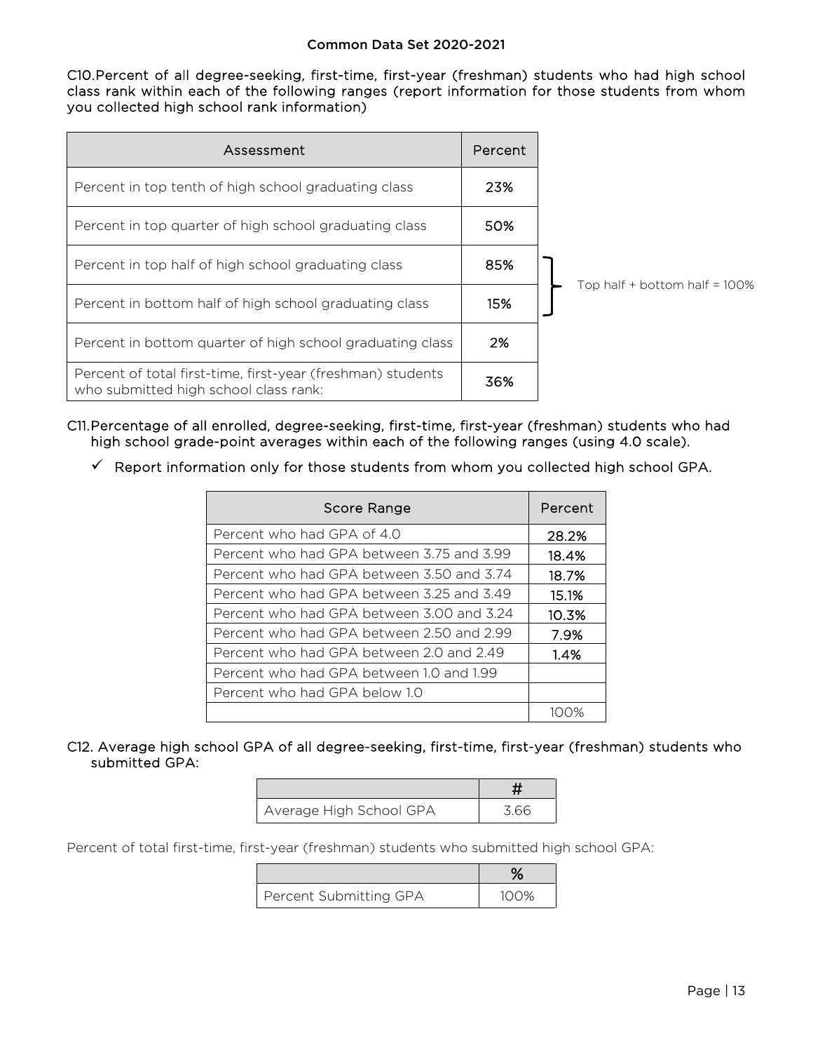C10.Percent of all degree-seeking, first-time, first-year (freshman) students who had high school class rank within each of the following ranges (report information for those students from whom you collected high school rank information)

| Assessment | Percent | |
|---|---|---|
| Percent in top tenth of high school graduating class | 23% | |
| Percent in top quarter of high school graduating class | 50% | |
| Percent in top half of high school graduating class | 85% | Top half + bottom half = 100% |
| Percent in bottom half of high school graduating class | 15% | |
| Percent in bottom quarter of high school graduating class | 2% | |
| Percent of total first-time, first-year (freshman) students who submitted high school class rank: | 36% | |

C11.Percentage of all enrolled, degree-seeking, first-time, first-year (freshman) students who had high school grade-point averages within each of the following ranges (using 4.0 scale).

- ✓ Report information only for those students from whom you collected high school GPA.

| Score Range | Percent |
|---|---|
| Percent who had GPA of 4.0 | 28.2% |
| Percent who had GPA between 3.75 and 3.99 | 18.4% |
| Percent who had GPA between 3.50 and 3.74 | 18.7% |
| Percent who had GPA between 3.25 and 3.49 | 15.1% |
| Percent who had GPA between 3.00 and 3.24 | 10.3% |
| Percent who had GPA between 2.50 and 2.99 | 7.9% |
| Percent who had GPA between 2.0 and 2.49 | 1.4% |
| Percent who had GPA between 1.0 and 1.99 | |
| Percent who had GPA below 1.0 | |
| | 100% |

C12. Average high school GPA of all degree-seeking, first-time, first-year (freshman) students who submitted GPA:

| | # |
|---|---|
| Average High School GPA | 3.66 |

Percent of total first-time, first-year (freshman) students who submitted high school GPA:

| | % |
|---|---|
| Percent Submitting GPA | 100% |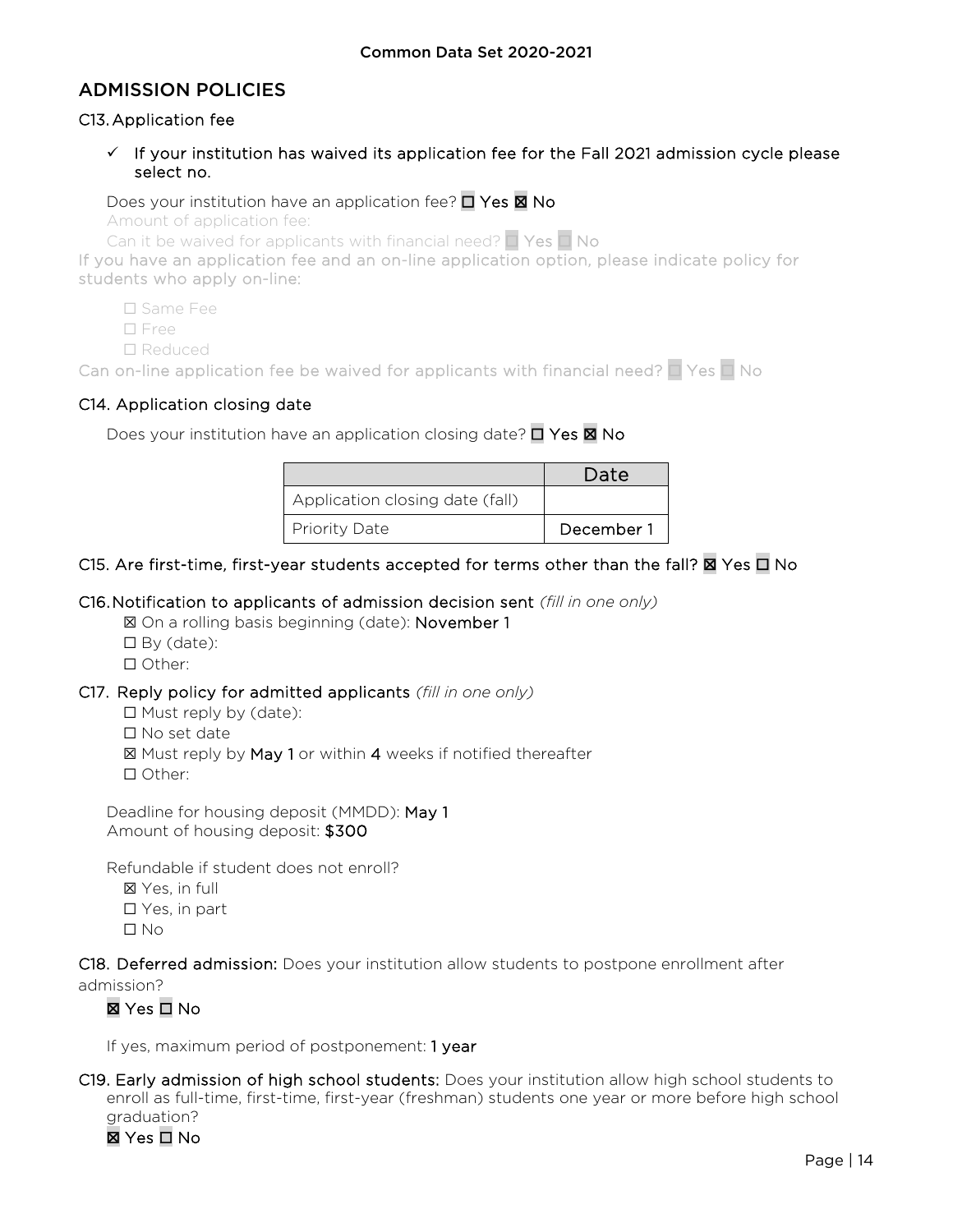## ADMISSION POLICIES

### C13. Application fee

✓ If your institution has waived its application fee for the Fall 2021 admission cycle please select no.

Does your institution have an application fee? ☐ Yes ☒ No

Amount of application fee:

Can it be waived for applicants with financial need? ☐ Yes ☐ No

If you have an application fee and an on-line application option, please indicate policy for students who apply on-line:

☐ Same Fee
☐ Free
☐ Reduced

Can on-line application fee be waived for applicants with financial need? ☐ Yes ☐ No

### C14. Application closing date

Does your institution have an application closing date? ☐ Yes ☒ No

| | Date |
|---|---|
| Application closing date (fall) | |
| Priority Date | December 1 |

### C15. Are first-time, first-year students accepted for terms other than the fall? ☒ Yes ☐ No

### C16. Notification to applicants of admission decision sent *(fill in one only)*

☒ On a rolling basis beginning (date): **November 1**
☐ By (date):
☐ Other:

### C17. Reply policy for admitted applicants *(fill in one only)*

☐ Must reply by (date):
☐ No set date
☒ Must reply by **May 1** or within **4** weeks if notified thereafter
☐ Other:

Deadline for housing deposit (MMDD): **May 1**
Amount of housing deposit: **$300**

Refundable if student does not enroll?

☒ Yes, in full
☐ Yes, in part
☐ No

**C18. Deferred admission:** Does your institution allow students to postpone enrollment after admission?

☒ Yes ☐ No

If yes, maximum period of postponement: **1 year**

**C19. Early admission of high school students:** Does your institution allow high school students to enroll as full-time, first-time, first-year (freshman) students one year or more before high school graduation?

☒ Yes ☐ No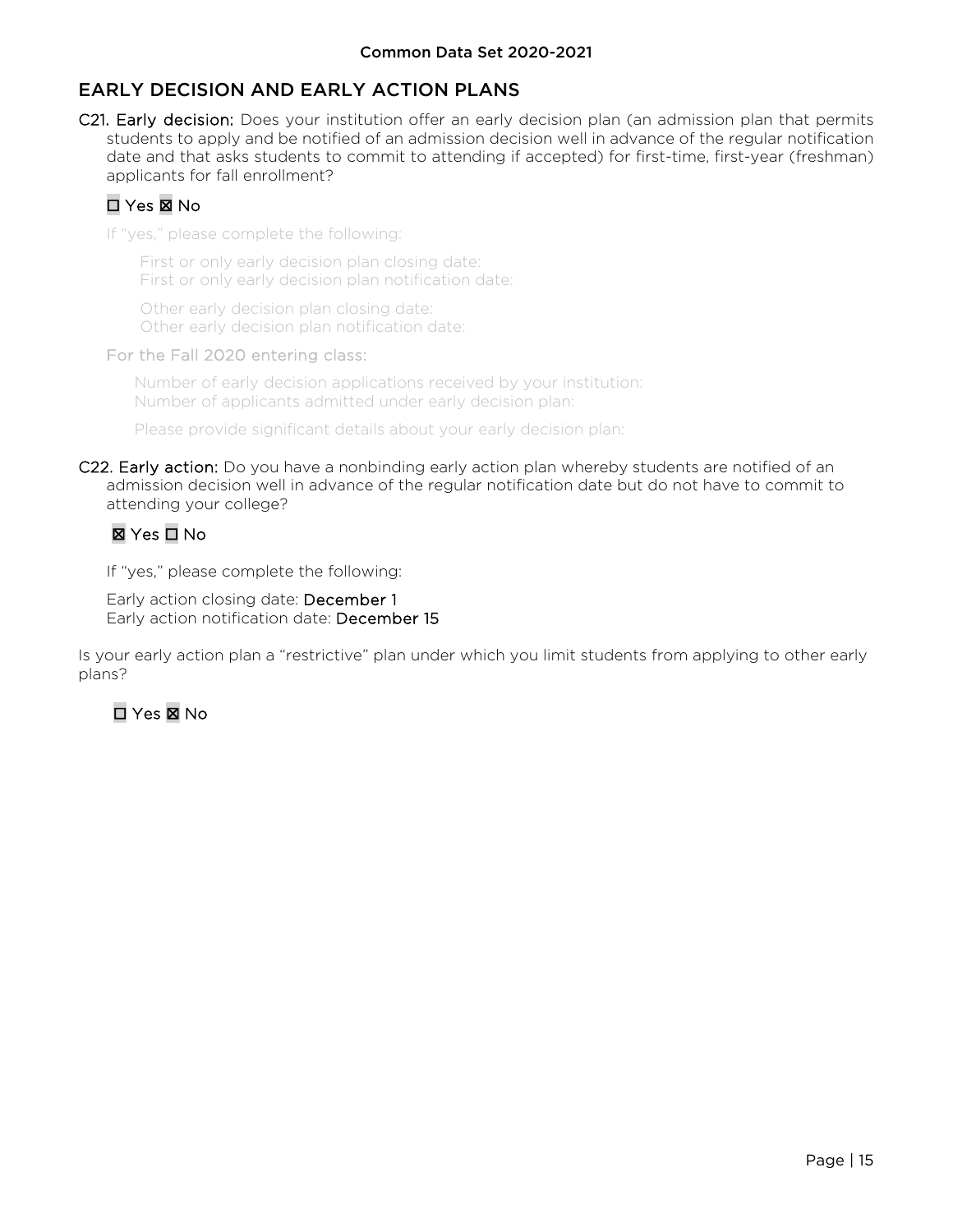## EARLY DECISION AND EARLY ACTION PLANS

**C21. Early decision:** Does your institution offer an early decision plan (an admission plan that permits students to apply and be notified of an admission decision well in advance of the regular notification date and that asks students to commit to attending if accepted) for first-time, first-year (freshman) applicants for fall enrollment?

☐ Yes ☒ No

If "yes," please complete the following:

First or only early decision plan closing date:
First or only early decision plan notification date:

Other early decision plan closing date:
Other early decision plan notification date:

For the Fall 2020 entering class:

Number of early decision applications received by your institution:
Number of applicants admitted under early decision plan:

Please provide significant details about your early decision plan:

**C22. Early action:** Do you have a nonbinding early action plan whereby students are notified of an admission decision well in advance of the regular notification date but do not have to commit to attending your college?

☒ Yes ☐ No

If "yes," please complete the following:

Early action closing date: December 1
Early action notification date: December 15

Is your early action plan a "restrictive" plan under which you limit students from applying to other early plans?

☐ Yes ☒ No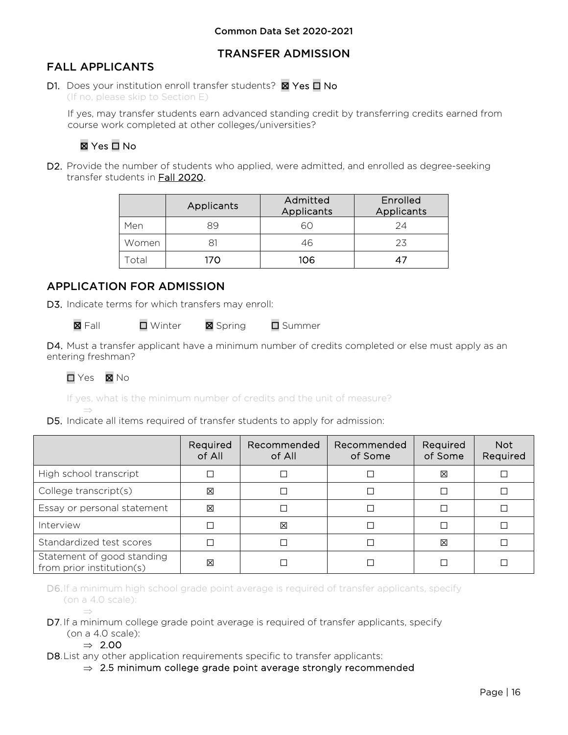## TRANSFER ADMISSION

## FALL APPLICANTS

**D1.** Does your institution enroll transfer students? ☒ Yes ☐ No
(If no, please skip to Section E)

If yes, may transfer students earn advanced standing credit by transferring credits earned from course work completed at other colleges/universities?

☒ Yes ☐ No

**D2.** Provide the number of students who applied, were admitted, and enrolled as degree-seeking transfer students in Fall 2020.

| | Applicants | Admitted Applicants | Enrolled Applicants |
|---|---|---|---|
| Men | 89 | 60 | 24 |
| Women | 81 | 46 | 23 |
| Total | 170 | 106 | 47 |

## APPLICATION FOR ADMISSION

**D3.** Indicate terms for which transfers may enroll:

☒ Fall ☐ Winter ☒ Spring ☐ Summer

**D4.** Must a transfer applicant have a minimum number of credits completed or else must apply as an entering freshman?

☐ Yes ☒ No

If yes, what is the minimum number of credits and the unit of measure?
⇒

**D5.** Indicate all items required of transfer students to apply for admission:

| | Required of All | Recommended of All | Recommended of Some | Required of Some | Not Required |
|---|---|---|---|---|---|
| High school transcript | ☐ | ☐ | ☐ | ☒ | ☐ |
| College transcript(s) | ☒ | ☐ | ☐ | ☐ | ☐ |
| Essay or personal statement | ☒ | ☐ | ☐ | ☐ | ☐ |
| Interview | ☐ | ☒ | ☐ | ☐ | ☐ |
| Standardized test scores | ☐ | ☐ | ☐ | ☒ | ☐ |
| Statement of good standing from prior institution(s) | ☒ | ☐ | ☐ | ☐ | ☐ |

**D6.** If a minimum high school grade point average is required of transfer applicants, specify (on a 4.0 scale):
⇒

**D7.** If a minimum college grade point average is required of transfer applicants, specify (on a 4.0 scale):
⇒ 2.00

**D8.** List any other application requirements specific to transfer applicants:
⇒ 2.5 minimum college grade point average strongly recommended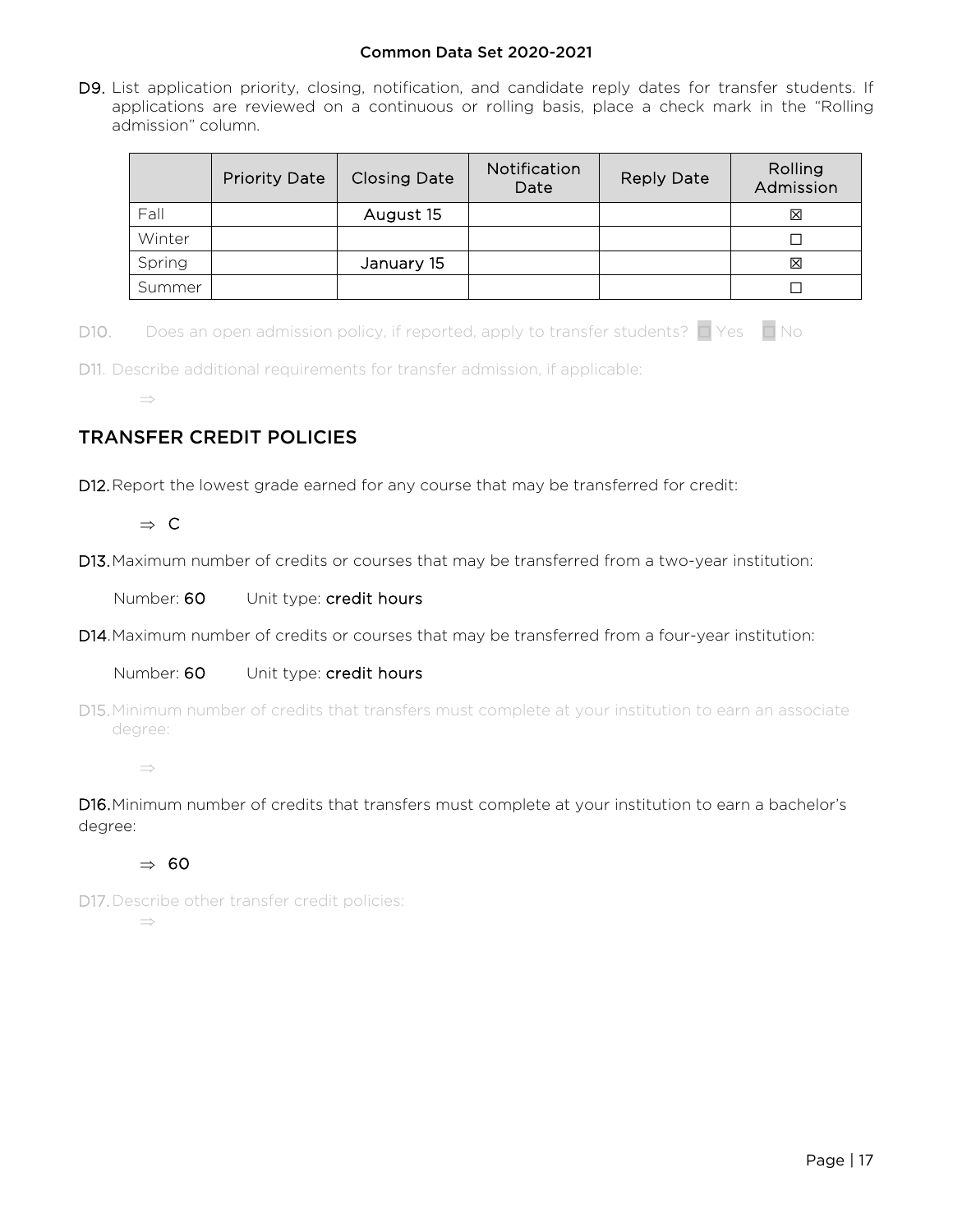D9. List application priority, closing, notification, and candidate reply dates for transfer students. If applications are reviewed on a continuous or rolling basis, place a check mark in the "Rolling admission" column.

| | Priority Date | Closing Date | Notification Date | Reply Date | Rolling Admission |
|---|---|---|---|---|---|
| Fall | | August 15 | | | ☒ |
| Winter | | | | | ☐ |
| Spring | | January 15 | | | ☒ |
| Summer | | | | | ☐ |

D10. Does an open admission policy, if reported, apply to transfer students? ☐ Yes ☐ No

D11. Describe additional requirements for transfer admission, if applicable:

⇒

## TRANSFER CREDIT POLICIES

D12. Report the lowest grade earned for any course that may be transferred for credit:

⇒ C

D13. Maximum number of credits or courses that may be transferred from a two-year institution:

Number: 60 Unit type: credit hours

D14. Maximum number of credits or courses that may be transferred from a four-year institution:

Number: 60 Unit type: credit hours

D15. Minimum number of credits that transfers must complete at your institution to earn an associate degree:

⇒

D16. Minimum number of credits that transfers must complete at your institution to earn a bachelor's degree:

⇒ 60

D17. Describe other transfer credit policies:

⇒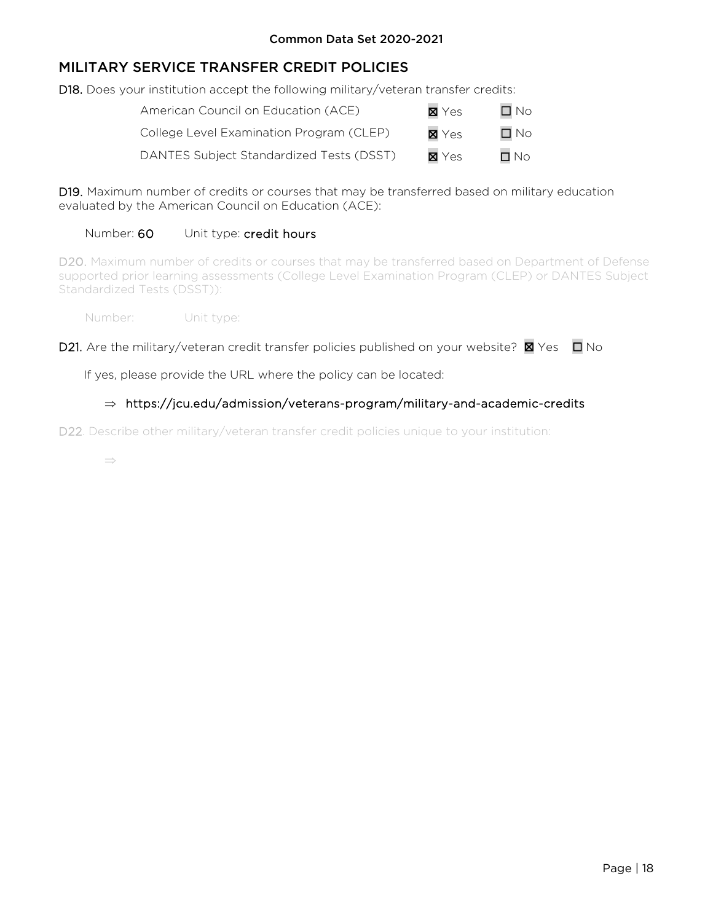## MILITARY SERVICE TRANSFER CREDIT POLICIES

**D18.** Does your institution accept the following military/veteran transfer credits:

| | | |
|---|---|---|
| American Council on Education (ACE) | ☒ Yes | ☐ No |
| College Level Examination Program (CLEP) | ☒ Yes | ☐ No |
| DANTES Subject Standardized Tests (DSST) | ☒ Yes | ☐ No |

**D19.** Maximum number of credits or courses that may be transferred based on military education evaluated by the American Council on Education (ACE):

Number: 60 Unit type: credit hours

**D20.** Maximum number of credits or courses that may be transferred based on Department of Defense supported prior learning assessments (College Level Examination Program (CLEP) or DANTES Subject Standardized Tests (DSST)):

Number: Unit type:

**D21.** Are the military/veteran credit transfer policies published on your website? ☒ Yes ☐ No

If yes, please provide the URL where the policy can be located:

⇒ https://jcu.edu/admission/veterans-program/military-and-academic-credits

**D22.** Describe other military/veteran transfer credit policies unique to your institution:

⇒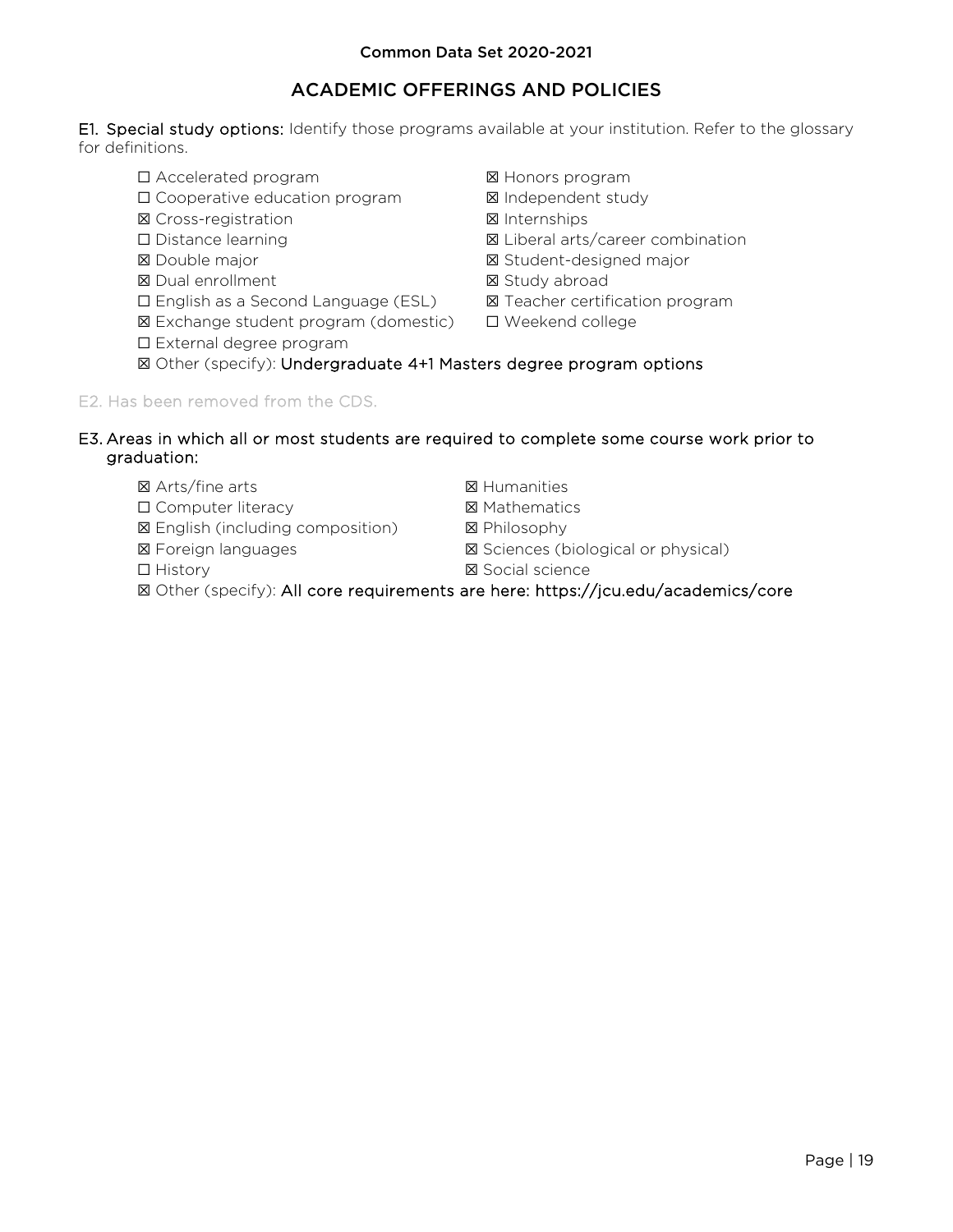## ACADEMIC OFFERINGS AND POLICIES

**E1. Special study options:** Identify those programs available at your institution. Refer to the glossary for definitions.

- ☐ Accelerated program
- ☐ Cooperative education program
- ☒ Cross-registration
- ☐ Distance learning
- ☒ Double major
- ☒ Dual enrollment
- ☐ English as a Second Language (ESL)
- ☒ Exchange student program (domestic)
- ☐ External degree program
- ☒ Honors program
- ☒ Independent study
- ☒ Internships
- ☒ Liberal arts/career combination
- ☒ Student-designed major
- ☒ Study abroad
- ☒ Teacher certification program
- ☐ Weekend college
- ☒ Other (specify): Undergraduate 4+1 Masters degree program options

E2. Has been removed from the CDS.

**E3. Areas in which all or most students are required to complete some course work prior to graduation:**

- ☒ Arts/fine arts
- ☐ Computer literacy
- ☒ English (including composition)
- ☒ Foreign languages
- ☐ History
- ☒ Humanities
- ☒ Mathematics
- ☒ Philosophy
- ☒ Sciences (biological or physical)
- ☒ Social science
- ☒ Other (specify): All core requirements are here: https://jcu.edu/academics/core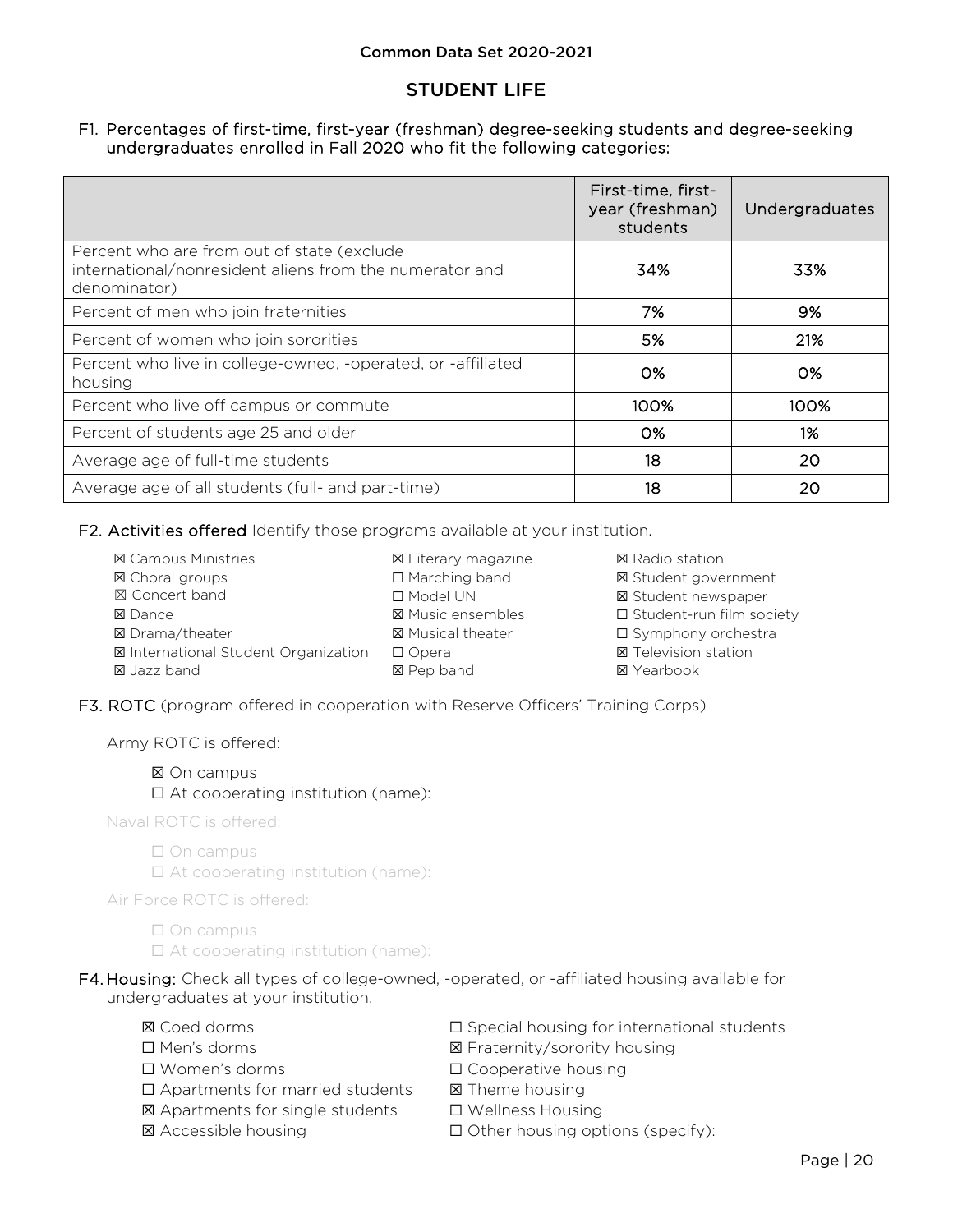Common Data Set 2020-2021

## STUDENT LIFE

**F1. Percentages of first-time, first-year (freshman) degree-seeking students and degree-seeking undergraduates enrolled in Fall 2020 who fit the following categories:**

| | First-time, first-year (freshman) students | Undergraduates |
|---|---|---|
| Percent who are from out of state (exclude international/nonresident aliens from the numerator and denominator) | 34% | 33% |
| Percent of men who join fraternities | 7% | 9% |
| Percent of women who join sororities | 5% | 21% |
| Percent who live in college-owned, -operated, or -affiliated housing | 0% | 0% |
| Percent who live off campus or commute | 100% | 100% |
| Percent of students age 25 and older | 0% | 1% |
| Average age of full-time students | 18 | 20 |
| Average age of all students (full- and part-time) | 18 | 20 |

**F2. Activities offered** Identify those programs available at your institution.

- ☒ Campus Ministries
- ☒ Choral groups
- ☒ Concert band
- ☒ Dance
- ☒ Drama/theater
- ☒ International Student Organization
- ☒ Jazz band
- ☒ Literary magazine
- ☐ Marching band
- ☐ Model UN
- ☒ Music ensembles
- ☒ Musical theater
- ☐ Opera
- ☒ Pep band
- ☒ Radio station
- ☒ Student government
- ☒ Student newspaper
- ☐ Student-run film society
- ☐ Symphony orchestra
- ☒ Television station
- ☒ Yearbook

**F3. ROTC** (program offered in cooperation with Reserve Officers' Training Corps)

Army ROTC is offered:

- ☒ On campus
- ☐ At cooperating institution (name):

Naval ROTC is offered:

- ☐ On campus
- ☐ At cooperating institution (name):

Air Force ROTC is offered:

- ☐ On campus
- ☐ At cooperating institution (name):

**F4. Housing:** Check all types of college-owned, -operated, or -affiliated housing available for undergraduates at your institution.

- ☒ Coed dorms
- ☐ Men's dorms
- ☐ Women's dorms
- ☐ Apartments for married students
- ☒ Apartments for single students
- ☒ Accessible housing
- ☐ Special housing for international students
- ☒ Fraternity/sorority housing
- ☐ Cooperative housing
- ☒ Theme housing
- ☐ Wellness Housing
- ☐ Other housing options (specify):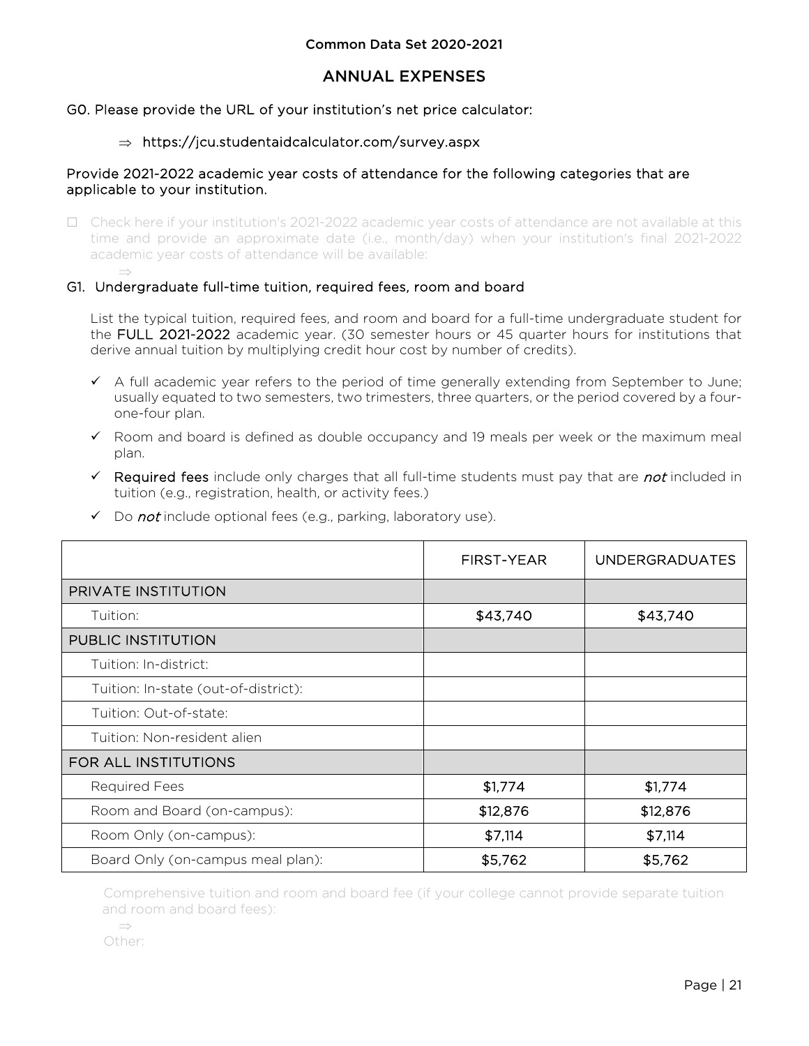Common Data Set 2020-2021

## ANNUAL EXPENSES

G0. Please provide the URL of your institution's net price calculator:

⇒ https://jcu.studentaidcalculator.com/survey.aspx

Provide 2021-2022 academic year costs of attendance for the following categories that are applicable to your institution.

☐ Check here if your institution's 2021-2022 academic year costs of attendance are not available at this time and provide an approximate date (i.e., month/day) when your institution's final 2021-2022 academic year costs of attendance will be available:

⇒

### G1. Undergraduate full-time tuition, required fees, room and board

List the typical tuition, required fees, and room and board for a full-time undergraduate student for the FULL 2021-2022 academic year. (30 semester hours or 45 quarter hours for institutions that derive annual tuition by multiplying credit hour cost by number of credits).

- ✓ A full academic year refers to the period of time generally extending from September to June; usually equated to two semesters, two trimesters, three quarters, or the period covered by a four-one-four plan.
- ✓ Room and board is defined as double occupancy and 19 meals per week or the maximum meal plan.
- ✓ Required fees include only charges that all full-time students must pay that are *not* included in tuition (e.g., registration, health, or activity fees.)
- ✓ Do *not* include optional fees (e.g., parking, laboratory use).

| | FIRST-YEAR | UNDERGRADUATES |
|---|---|---|
| PRIVATE INSTITUTION | | |
| Tuition: | $43,740 | $43,740 |
| PUBLIC INSTITUTION | | |
| Tuition: In-district: | | |
| Tuition: In-state (out-of-district): | | |
| Tuition: Out-of-state: | | |
| Tuition: Non-resident alien | | |
| FOR ALL INSTITUTIONS | | |
| Required Fees | $1,774 | $1,774 |
| Room and Board (on-campus): | $12,876 | $12,876 |
| Room Only (on-campus): | $7,114 | $7,114 |
| Board Only (on-campus meal plan): | $5,762 | $5,762 |

Comprehensive tuition and room and board fee (if your college cannot provide separate tuition and room and board fees):

⇒

Other: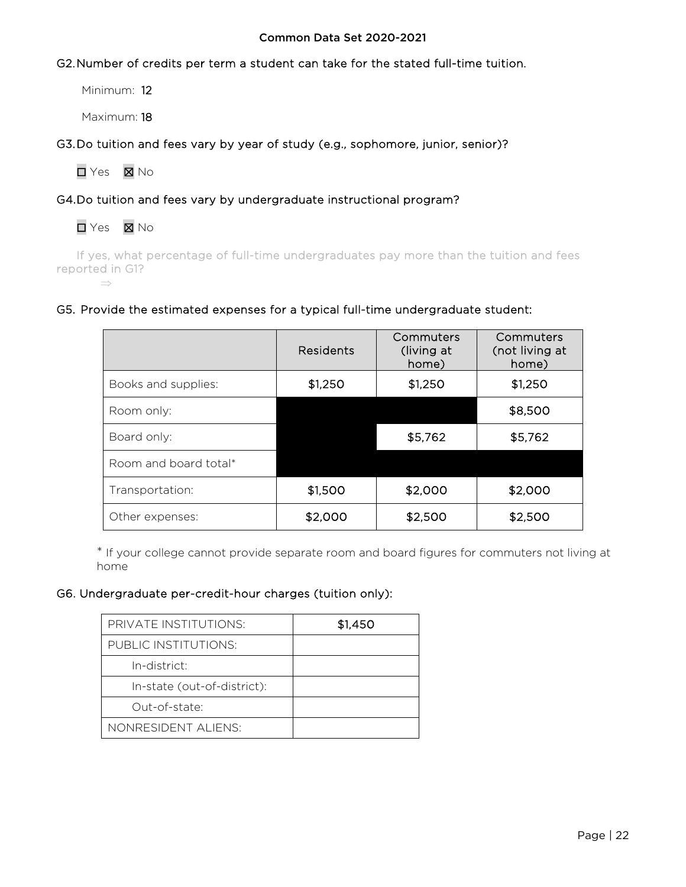G2. Number of credits per term a student can take for the stated full-time tuition.

Minimum: **12**

Maximum: **18**

G3. Do tuition and fees vary by year of study (e.g., sophomore, junior, senior)?

☐ Yes ☒ No

G4. Do tuition and fees vary by undergraduate instructional program?

☐ Yes ☒ No

If yes, what percentage of full-time undergraduates pay more than the tuition and fees reported in G1?

⇒

G5. Provide the estimated expenses for a typical full-time undergraduate student:

| | Residents | Commuters (living at home) | Commuters (not living at home) |
|---|---|---|---|
| Books and supplies: | $1,250 | $1,250 | $1,250 |
| Room only: | | | $8,500 |
| Board only: | | $5,762 | $5,762 |
| Room and board total* | | | |
| Transportation: | $1,500 | $2,000 | $2,000 |
| Other expenses: | $2,000 | $2,500 | $2,500 |

* If your college cannot provide separate room and board figures for commuters not living at home

G6. Undergraduate per-credit-hour charges (tuition only):

| PRIVATE INSTITUTIONS: | $1,450 |
|---|---|
| PUBLIC INSTITUTIONS: | |
| In-district: | |
| In-state (out-of-district): | |
| Out-of-state: | |
| NONRESIDENT ALIENS: | |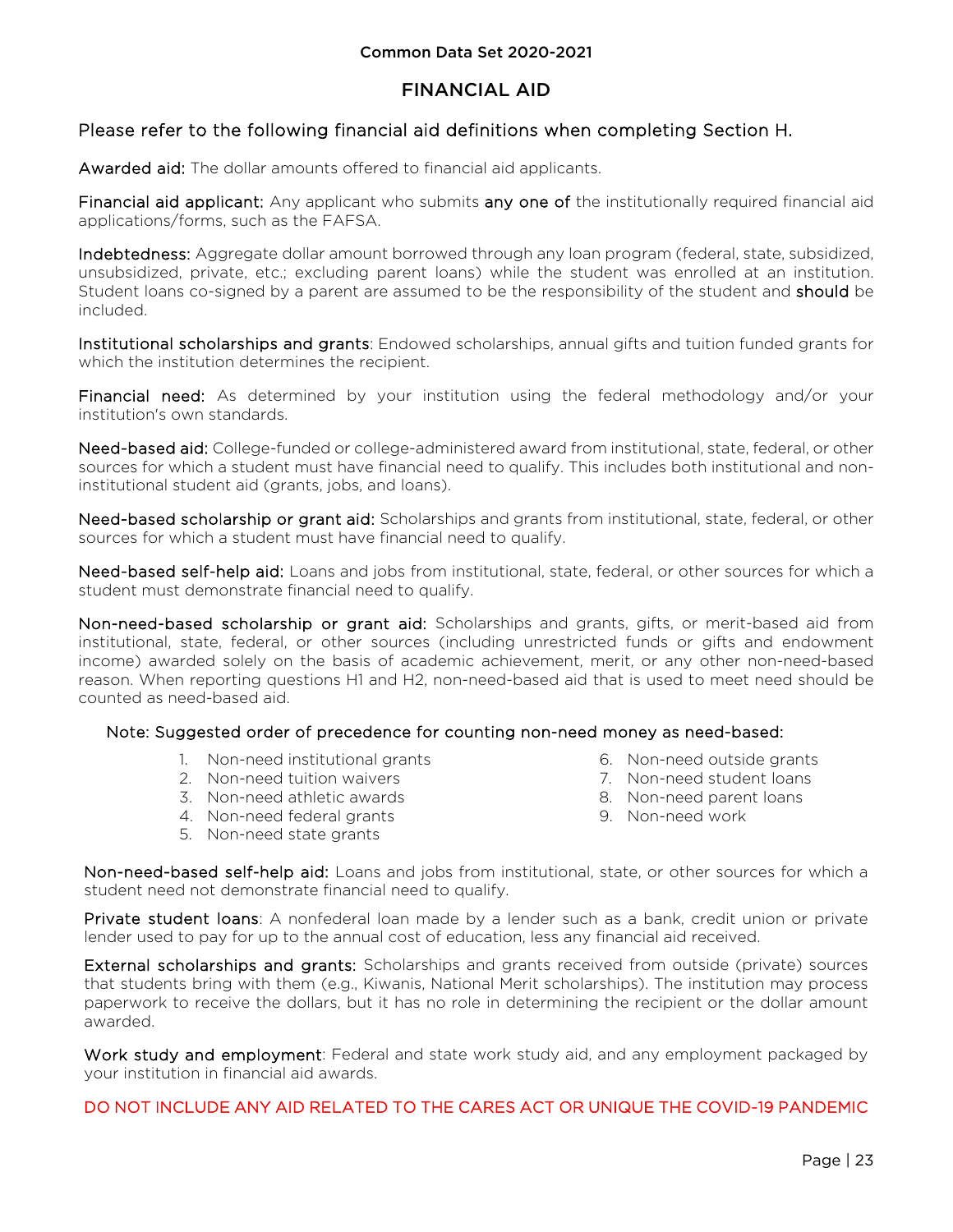Common Data Set 2020-2021

# FINANCIAL AID

## Please refer to the following financial aid definitions when completing Section H.

**Awarded aid:** The dollar amounts offered to financial aid applicants.

**Financial aid applicant:** Any applicant who submits **any one of** the institutionally required financial aid applications/forms, such as the FAFSA.

**Indebtedness:** Aggregate dollar amount borrowed through any loan program (federal, state, subsidized, unsubsidized, private, etc.; excluding parent loans) while the student was enrolled at an institution. Student loans co-signed by a parent are assumed to be the responsibility of the student and **should** be included.

**Institutional scholarships and grants**: Endowed scholarships, annual gifts and tuition funded grants for which the institution determines the recipient.

**Financial need:** As determined by your institution using the federal methodology and/or your institution's own standards.

**Need-based aid:** College-funded or college-administered award from institutional, state, federal, or other sources for which a student must have financial need to qualify. This includes both institutional and non-institutional student aid (grants, jobs, and loans).

**Need-based scholarship or grant aid:** Scholarships and grants from institutional, state, federal, or other sources for which a student must have financial need to qualify.

**Need-based self-help aid:** Loans and jobs from institutional, state, federal, or other sources for which a student must demonstrate financial need to qualify.

**Non-need-based scholarship or grant aid:** Scholarships and grants, gifts, or merit-based aid from institutional, state, federal, or other sources (including unrestricted funds or gifts and endowment income) awarded solely on the basis of academic achievement, merit, or any other non-need-based reason. When reporting questions H1 and H2, non-need-based aid that is used to meet need should be counted as need-based aid.

Note: Suggested order of precedence for counting non-need money as need-based:

1. Non-need institutional grants
2. Non-need tuition waivers
3. Non-need athletic awards
4. Non-need federal grants
5. Non-need state grants
6. Non-need outside grants
7. Non-need student loans
8. Non-need parent loans
9. Non-need work

**Non-need-based self-help aid:** Loans and jobs from institutional, state, or other sources for which a student need not demonstrate financial need to qualify.

**Private student loans**: A nonfederal loan made by a lender such as a bank, credit union or private lender used to pay for up to the annual cost of education, less any financial aid received.

**External scholarships and grants:** Scholarships and grants received from outside (private) sources that students bring with them (e.g., Kiwanis, National Merit scholarships). The institution may process paperwork to receive the dollars, but it has no role in determining the recipient or the dollar amount awarded.

**Work study and employment**: Federal and state work study aid, and any employment packaged by your institution in financial aid awards.

DO NOT INCLUDE ANY AID RELATED TO THE CARES ACT OR UNIQUE THE COVID-19 PANDEMIC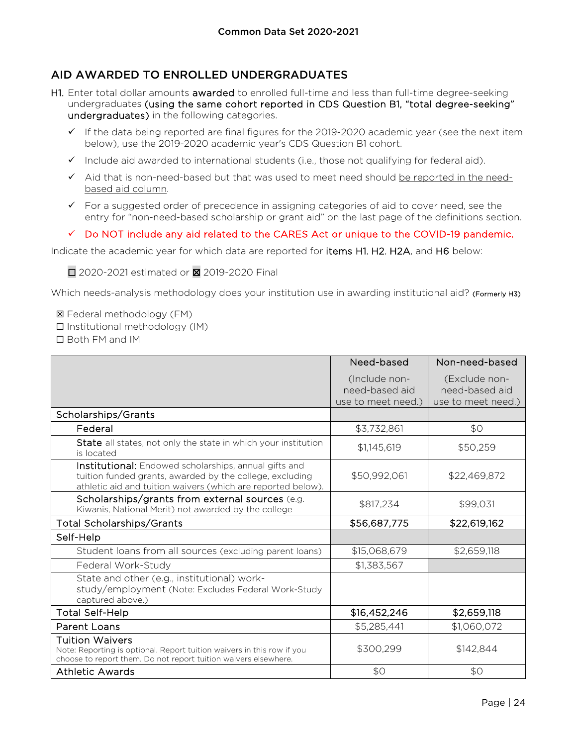## AID AWARDED TO ENROLLED UNDERGRADUATES

H1. Enter total dollar amounts **awarded** to enrolled full-time and less than full-time degree-seeking undergraduates **(using the same cohort reported in CDS Question B1, "total degree-seeking" undergraduates)** in the following categories.

- ✓ If the data being reported are final figures for the 2019-2020 academic year (see the next item below), use the 2019-2020 academic year's CDS Question B1 cohort.
- ✓ Include aid awarded to international students (i.e., those not qualifying for federal aid).
- ✓ Aid that is non-need-based but that was used to meet need should be reported in the need-based aid column.
- ✓ For a suggested order of precedence in assigning categories of aid to cover need, see the entry for "non-need-based scholarship or grant aid" on the last page of the definitions section.
- ✓ Do NOT include any aid related to the CARES Act or unique to the COVID-19 pandemic.

Indicate the academic year for which data are reported for **items H1**, **H2**, **H2A**, and **H6** below:

☐ 2020-2021 estimated or ☒ 2019-2020 Final

Which needs-analysis methodology does your institution use in awarding institutional aid? (Formerly H3)

☒ Federal methodology (FM)
☐ Institutional methodology (IM)
☐ Both FM and IM

| | Need-based (Include non-need-based aid use to meet need.) | Non-need-based (Exclude non-need-based aid use to meet need.) |
|---|---|---|
| Scholarships/Grants | | |
| Federal | $3,732,861 | $0 |
| **State** all states, not only the state in which your institution is located | $1,145,619 | $50,259 |
| **Institutional:** Endowed scholarships, annual gifts and tuition funded grants, awarded by the college, excluding athletic aid and tuition waivers (which are reported below). | $50,992,061 | $22,469,872 |
| **Scholarships/grants from external sources** (e.g. Kiwanis, National Merit) not awarded by the college | $817,234 | $99,031 |
| **Total Scholarships/Grants** | **$56,687,775** | **$22,619,162** |
| Self-Help | | |
| Student loans from all sources (excluding parent loans) | $15,068,679 | $2,659,118 |
| Federal Work-Study | $1,383,567 | |
| State and other (e.g., institutional) work-study/employment (Note: Excludes Federal Work-Study captured above.) | | |
| **Total Self-Help** | **$16,452,246** | **$2,659,118** |
| Parent Loans | $5,285,441 | $1,060,072 |
| Tuition Waivers<br>Note: Reporting is optional. Report tuition waivers in this row if you choose to report them. Do not report tuition waivers elsewhere. | $300,299 | $142,844 |
| Athletic Awards | $0 | $0 |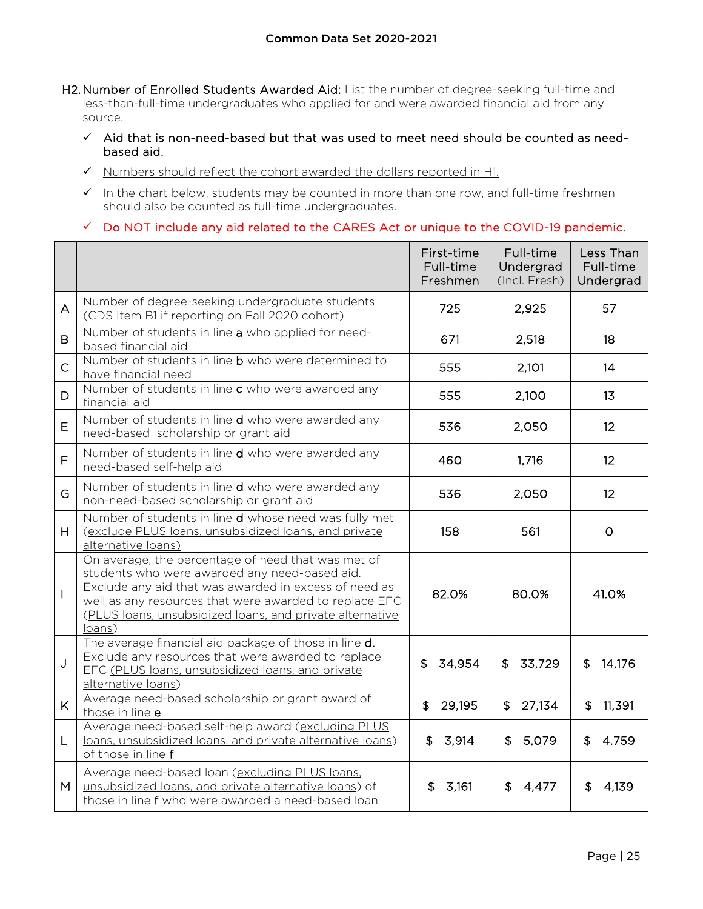**Common Data Set 2020-2021**

**H2. Number of Enrolled Students Awarded Aid:** List the number of degree-seeking full-time and less-than-full-time undergraduates who applied for and were awarded financial aid from any source.

- ✓ Aid that is non-need-based but that was used to meet need should be counted as need-based aid.
- ✓ Numbers should reflect the cohort awarded the dollars reported in H1.
- ✓ In the chart below, students may be counted in more than one row, and full-time freshmen should also be counted as full-time undergraduates.
- ✓ Do NOT include any aid related to the CARES Act or unique to the COVID-19 pandemic.

| | | First-time Full-time Freshmen | Full-time Undergrad (Incl. Fresh) | Less Than Full-time Undergrad |
|---|---|---|---|---|
| A | Number of degree-seeking undergraduate students (CDS Item B1 if reporting on Fall 2020 cohort) | 725 | 2,925 | 57 |
| B | Number of students in line **a** who applied for need-based financial aid | 671 | 2,518 | 18 |
| C | Number of students in line **b** who were determined to have financial need | 555 | 2,101 | 14 |
| D | Number of students in line **c** who were awarded any financial aid | 555 | 2,100 | 13 |
| E | Number of students in line **d** who were awarded any need-based scholarship or grant aid | 536 | 2,050 | 12 |
| F | Number of students in line **d** who were awarded any need-based self-help aid | 460 | 1,716 | 12 |
| G | Number of students in line **d** who were awarded any non-need-based scholarship or grant aid | 536 | 2,050 | 12 |
| H | Number of students in line **d** whose need was fully met (exclude PLUS loans, unsubsidized loans, and private alternative loans) | 158 | 561 | 0 |
| I | On average, the percentage of need that was met of students who were awarded any need-based aid. Exclude any aid that was awarded in excess of need as well as any resources that were awarded to replace EFC (PLUS loans, unsubsidized loans, and private alternative loans) | 82.0% | 80.0% | 41.0% |
| J | The average financial aid package of those in line **d.** Exclude any resources that were awarded to replace EFC (PLUS loans, unsubsidized loans, and private alternative loans) | $ 34,954 | $ 33,729 | $ 14,176 |
| K | Average need-based scholarship or grant award of those in line **e** | $ 29,195 | $ 27,134 | $ 11,391 |
| L | Average need-based self-help award (excluding PLUS loans, unsubsidized loans, and private alternative loans) of those in line **f** | $ 3,914 | $ 5,079 | $ 4,759 |
| M | Average need-based loan (excluding PLUS loans, unsubsidized loans, and private alternative loans) of those in line **f** who were awarded a need-based loan | $ 3,161 | $ 4,477 | $ 4,139 |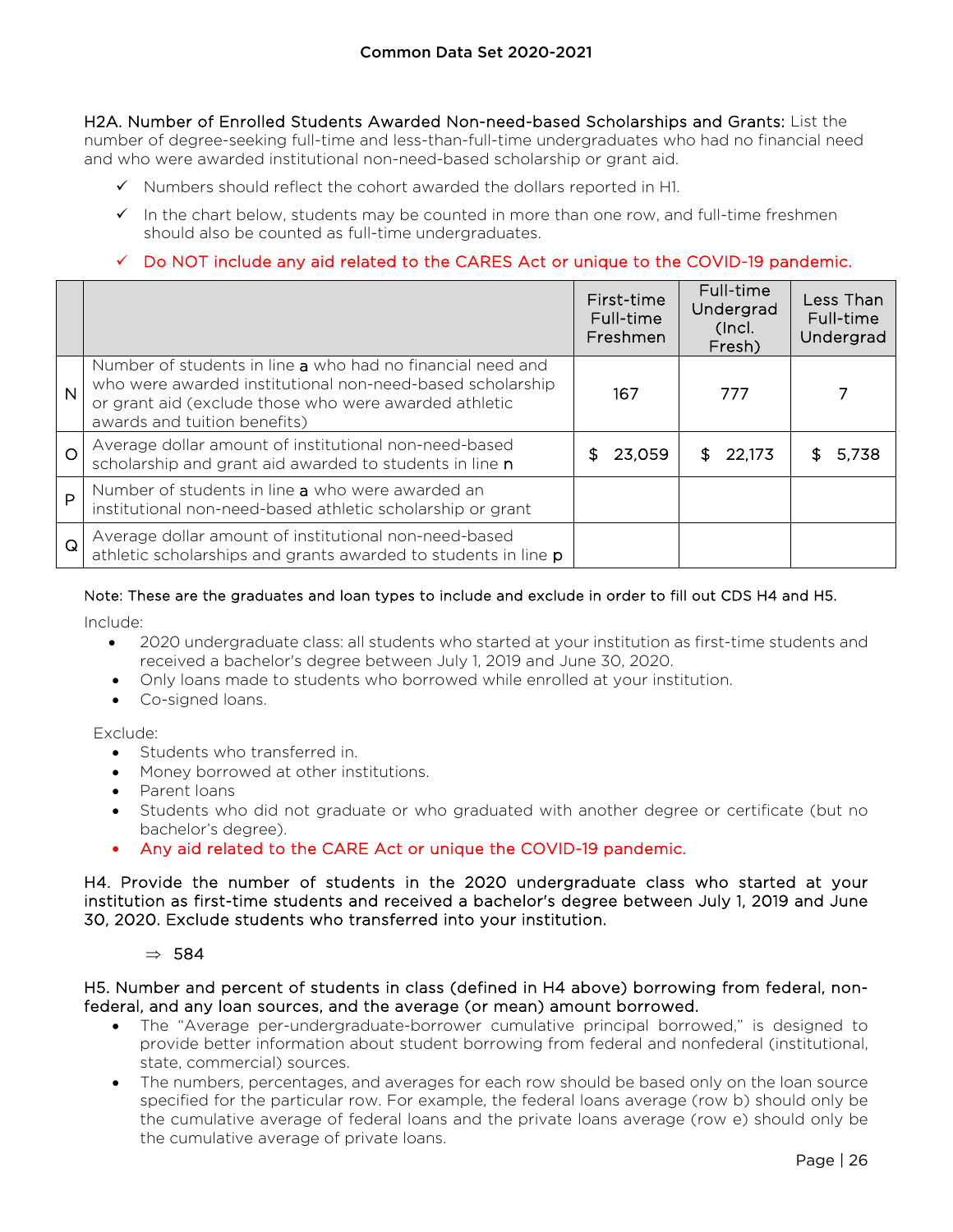**H2A. Number of Enrolled Students Awarded Non-need-based Scholarships and Grants:** List the number of degree-seeking full-time and less-than-full-time undergraduates who had no financial need and who were awarded institutional non-need-based scholarship or grant aid.

- ✓ Numbers should reflect the cohort awarded the dollars reported in H1.
- ✓ In the chart below, students may be counted in more than one row, and full-time freshmen should also be counted as full-time undergraduates.
- ✓ Do NOT include any aid related to the CARES Act or unique to the COVID-19 pandemic.

| | | First-time Full-time Freshmen | Full-time Undergrad (Incl. Fresh) | Less Than Full-time Undergrad |
|---|---|---|---|---|
| N | Number of students in line **a** who had no financial need and who were awarded institutional non-need-based scholarship or grant aid (exclude those who were awarded athletic awards and tuition benefits) | 167 | 777 | 7 |
| O | Average dollar amount of institutional non-need-based scholarship and grant aid awarded to students in line **n** | $ 23,059 | $ 22,173 | $ 5,738 |
| P | Number of students in line **a** who were awarded an institutional non-need-based athletic scholarship or grant | | | |
| Q | Average dollar amount of institutional non-need-based athletic scholarships and grants awarded to students in line **p** | | | |

Note: These are the graduates and loan types to include and exclude in order to fill out CDS H4 and H5.

Include:

- 2020 undergraduate class: all students who started at your institution as first-time students and received a bachelor's degree between July 1, 2019 and June 30, 2020.
- Only loans made to students who borrowed while enrolled at your institution.
- Co-signed loans.

Exclude:

- Students who transferred in.
- Money borrowed at other institutions.
- Parent loans
- Students who did not graduate or who graduated with another degree or certificate (but no bachelor's degree).
- Any aid related to the CARE Act or unique the COVID-19 pandemic.

**H4. Provide the number of students in the 2020 undergraduate class who started at your institution as first-time students and received a bachelor's degree between July 1, 2019 and June 30, 2020. Exclude students who transferred into your institution.**

⇒ 584

**H5. Number and percent of students in class (defined in H4 above) borrowing from federal, non-federal, and any loan sources, and the average (or mean) amount borrowed.**

- The "Average per-undergraduate-borrower cumulative principal borrowed," is designed to provide better information about student borrowing from federal and nonfederal (institutional, state, commercial) sources.
- The numbers, percentages, and averages for each row should be based only on the loan source specified for the particular row. For example, the federal loans average (row b) should only be the cumulative average of federal loans and the private loans average (row e) should only be the cumulative average of private loans.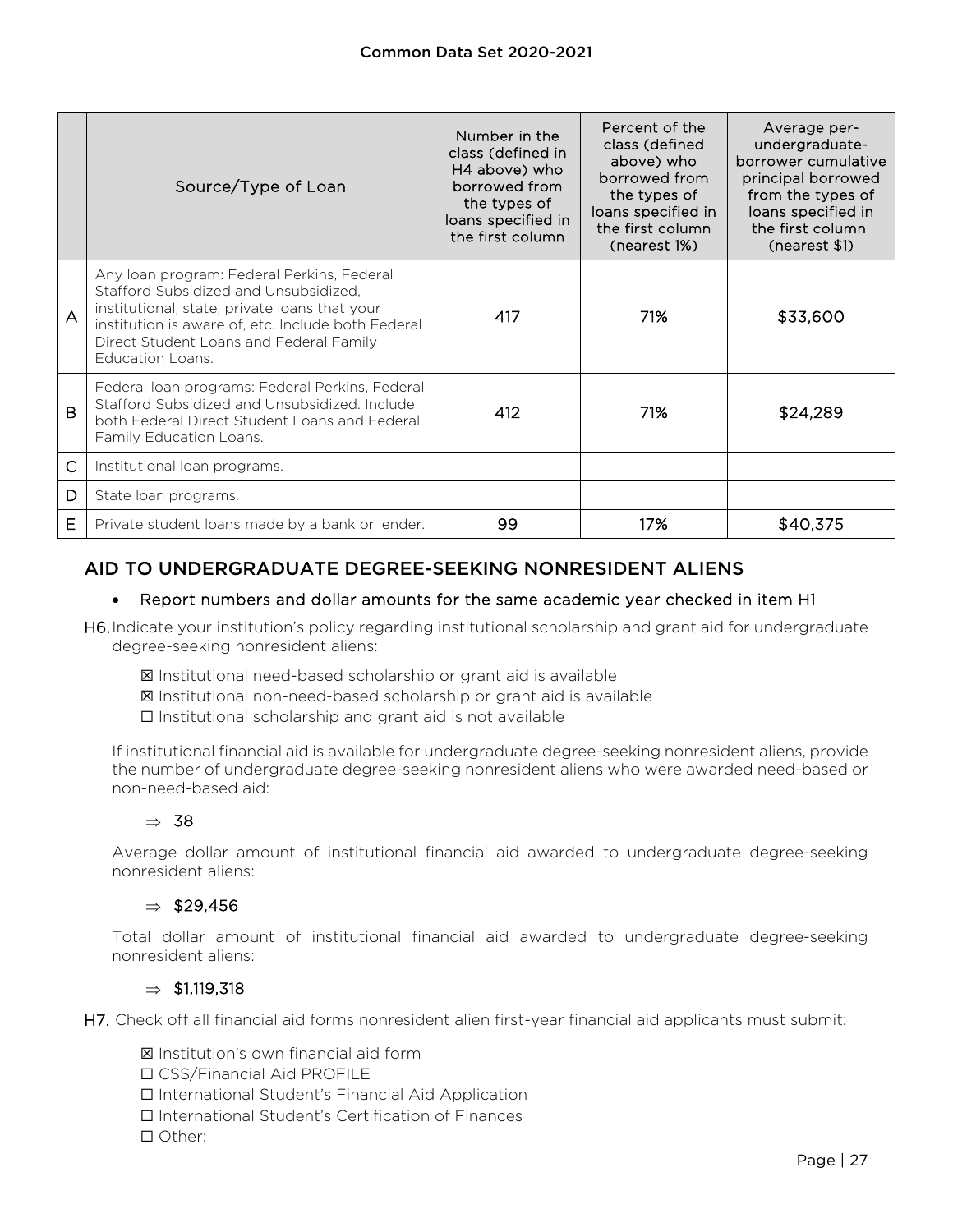| | Source/Type of Loan | Number in the class (defined in H4 above) who borrowed from the types of loans specified in the first column | Percent of the class (defined above) who borrowed from the types of loans specified in the first column (nearest 1%) | Average per-undergraduate-borrower cumulative principal borrowed from the types of loans specified in the first column (nearest $1) |
|---|---|---|---|---|
| A | Any loan program: Federal Perkins, Federal Stafford Subsidized and Unsubsidized, institutional, state, private loans that your institution is aware of, etc. Include both Federal Direct Student Loans and Federal Family Education Loans. | 417 | 71% | $33,600 |
| B | Federal loan programs: Federal Perkins, Federal Stafford Subsidized and Unsubsidized. Include both Federal Direct Student Loans and Federal Family Education Loans. | 412 | 71% | $24,289 |
| C | Institutional loan programs. | | | |
| D | State loan programs. | | | |
| E | Private student loans made by a bank or lender. | 99 | 17% | $40,375 |

## AID TO UNDERGRADUATE DEGREE-SEEKING NONRESIDENT ALIENS

- **Report numbers and dollar amounts for the same academic year checked in item H1**

**H6.** Indicate your institution's policy regarding institutional scholarship and grant aid for undergraduate degree-seeking nonresident aliens:

☒ Institutional need-based scholarship or grant aid is available
☒ Institutional non-need-based scholarship or grant aid is available
☐ Institutional scholarship and grant aid is not available

If institutional financial aid is available for undergraduate degree-seeking nonresident aliens, provide the number of undergraduate degree-seeking nonresident aliens who were awarded need-based or non-need-based aid:

⇒ 38

Average dollar amount of institutional financial aid awarded to undergraduate degree-seeking nonresident aliens:

⇒ $29,456

Total dollar amount of institutional financial aid awarded to undergraduate degree-seeking nonresident aliens:

⇒ $1,119,318

**H7.** Check off all financial aid forms nonresident alien first-year financial aid applicants must submit:

☒ Institution's own financial aid form
☐ CSS/Financial Aid PROFILE
☐ International Student's Financial Aid Application
☐ International Student's Certification of Finances
☐ Other: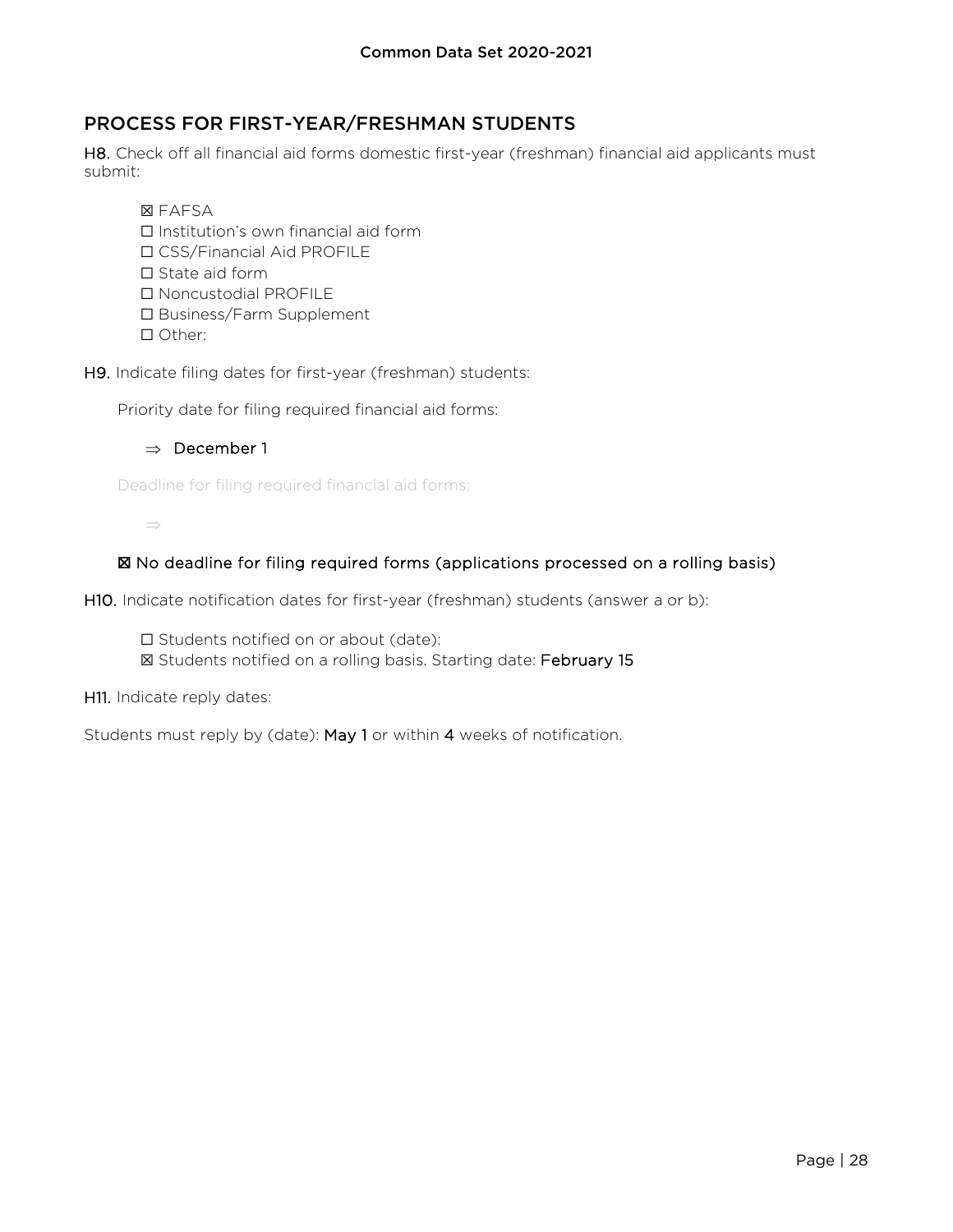## PROCESS FOR FIRST-YEAR/FRESHMAN STUDENTS

H8. Check off all financial aid forms domestic first-year (freshman) financial aid applicants must submit:

- ☒ FAFSA
- ☐ Institution's own financial aid form
- ☐ CSS/Financial Aid PROFILE
- ☐ State aid form
- ☐ Noncustodial PROFILE
- ☐ Business/Farm Supplement
- ☐ Other:

H9. Indicate filing dates for first-year (freshman) students:

Priority date for filing required financial aid forms:

⇒ December 1

Deadline for filing required financial aid forms:

⇒

☒ No deadline for filing required forms (applications processed on a rolling basis)

H10. Indicate notification dates for first-year (freshman) students (answer a or b):

- ☐ Students notified on or about (date):
- ☒ Students notified on a rolling basis. Starting date: February 15

H11. Indicate reply dates:

Students must reply by (date): May 1 or within 4 weeks of notification.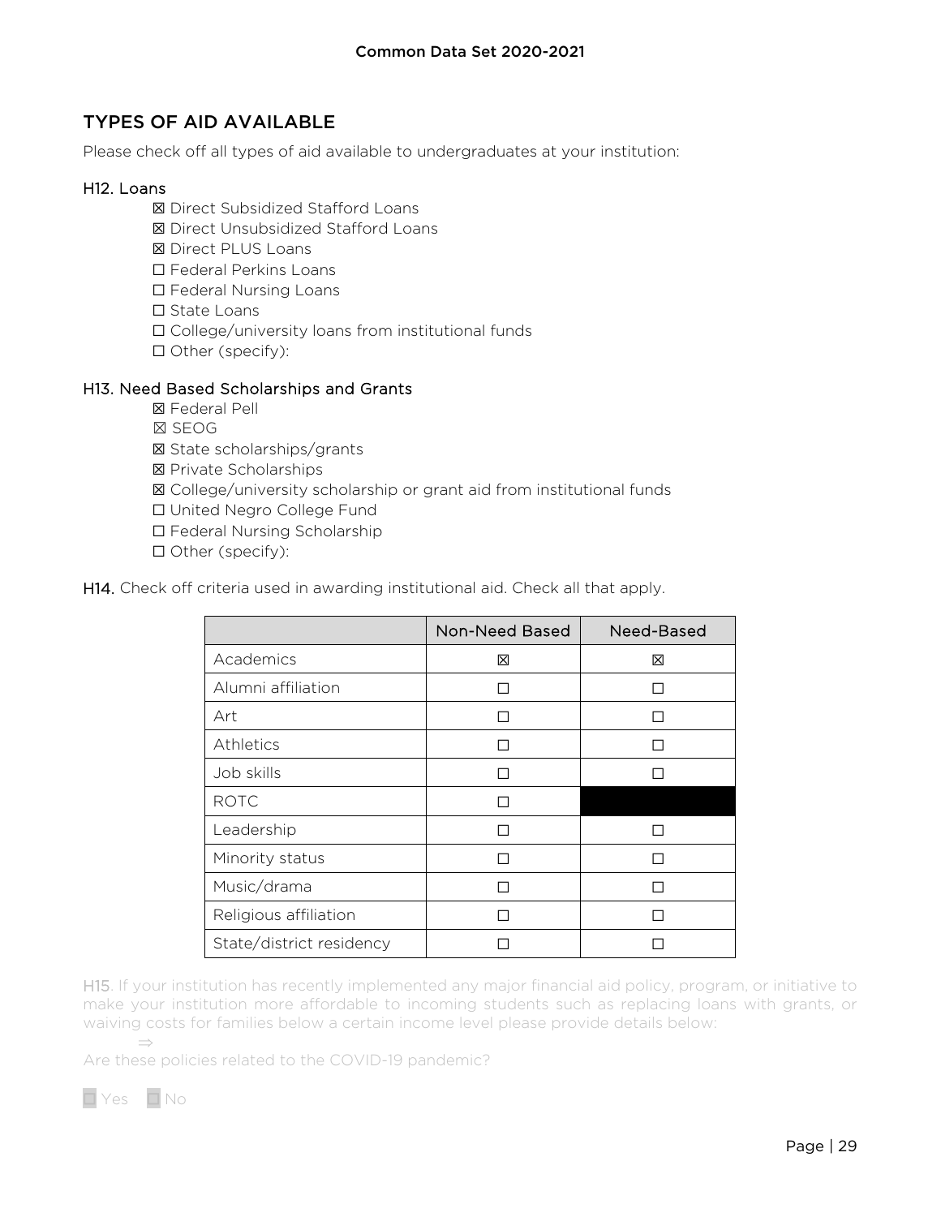## TYPES OF AID AVAILABLE

Please check off all types of aid available to undergraduates at your institution:

### H12. Loans

- ☒ Direct Subsidized Stafford Loans
- ☒ Direct Unsubsidized Stafford Loans
- ☒ Direct PLUS Loans
- ☐ Federal Perkins Loans
- ☐ Federal Nursing Loans
- ☐ State Loans
- ☐ College/university loans from institutional funds
- ☐ Other (specify):

### H13. Need Based Scholarships and Grants

- ☒ Federal Pell
- ☒ SEOG
- ☒ State scholarships/grants
- ☒ Private Scholarships
- ☒ College/university scholarship or grant aid from institutional funds
- ☐ United Negro College Fund
- ☐ Federal Nursing Scholarship
- ☐ Other (specify):

**H14.** Check off criteria used in awarding institutional aid. Check all that apply.

| | Non-Need Based | Need-Based |
|---|---|---|
| Academics | ☒ | ☒ |
| Alumni affiliation | ☐ | ☐ |
| Art | ☐ | ☐ |
| Athletics | ☐ | ☐ |
| Job skills | ☐ | ☐ |
| ROTC | ☐ | |
| Leadership | ☐ | ☐ |
| Minority status | ☐ | ☐ |
| Music/drama | ☐ | ☐ |
| Religious affiliation | ☐ | ☐ |
| State/district residency | ☐ | ☐ |

H15. If your institution has recently implemented any major financial aid policy, program, or initiative to make your institution more affordable to incoming students such as replacing loans with grants, or waiving costs for families below a certain income level please provide details below:

⇒

Are these policies related to the COVID-19 pandemic?

☐ Yes ☐ No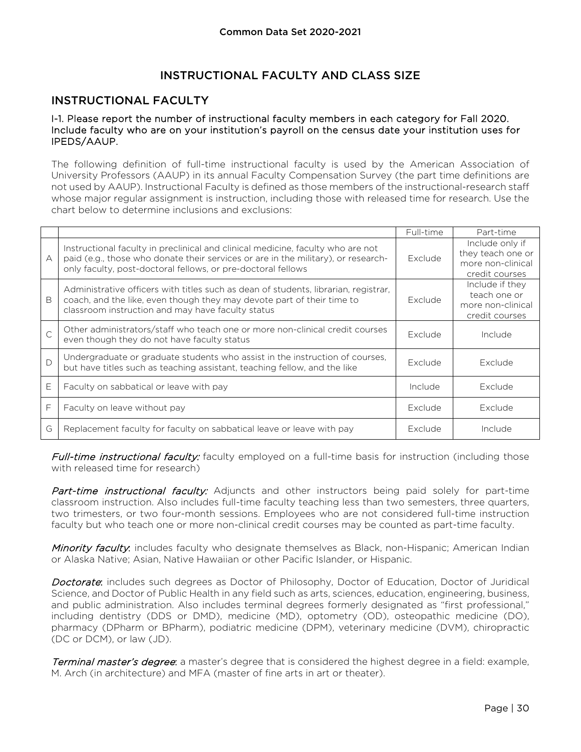# INSTRUCTIONAL FACULTY AND CLASS SIZE

## INSTRUCTIONAL FACULTY

### I-1. Please report the number of instructional faculty members in each category for Fall 2020. Include faculty who are on your institution's payroll on the census date your institution uses for IPEDS/AAUP.

The following definition of full-time instructional faculty is used by the American Association of University Professors (AAUP) in its annual Faculty Compensation Survey (the part time definitions are not used by AAUP). Instructional Faculty is defined as those members of the instructional-research staff whose major regular assignment is instruction, including those with released time for research. Use the chart below to determine inclusions and exclusions:

| | | Full-time | Part-time |
|---|---|---|---|
| A | Instructional faculty in preclinical and clinical medicine, faculty who are not paid (e.g., those who donate their services or are in the military), or research-only faculty, post-doctoral fellows, or pre-doctoral fellows | Exclude | Include only if they teach one or more non-clinical credit courses |
| B | Administrative officers with titles such as dean of students, librarian, registrar, coach, and the like, even though they may devote part of their time to classroom instruction and may have faculty status | Exclude | Include if they teach one or more non-clinical credit courses |
| C | Other administrators/staff who teach one or more non-clinical credit courses even though they do not have faculty status | Exclude | Include |
| D | Undergraduate or graduate students who assist in the instruction of courses, but have titles such as teaching assistant, teaching fellow, and the like | Exclude | Exclude |
| E | Faculty on sabbatical or leave with pay | Include | Exclude |
| F | Faculty on leave without pay | Exclude | Exclude |
| G | Replacement faculty for faculty on sabbatical leave or leave with pay | Exclude | Include |

*Full-time instructional faculty:* faculty employed on a full-time basis for instruction (including those with released time for research)

*Part-time instructional faculty:* Adjuncts and other instructors being paid solely for part-time classroom instruction. Also includes full-time faculty teaching less than two semesters, three quarters, two trimesters, or two four-month sessions. Employees who are not considered full-time instruction faculty but who teach one or more non-clinical credit courses may be counted as part-time faculty.

*Minority faculty*: includes faculty who designate themselves as Black, non-Hispanic; American Indian or Alaska Native; Asian, Native Hawaiian or other Pacific Islander, or Hispanic.

*Doctorate*: includes such degrees as Doctor of Philosophy, Doctor of Education, Doctor of Juridical Science, and Doctor of Public Health in any field such as arts, sciences, education, engineering, business, and public administration. Also includes terminal degrees formerly designated as "first professional," including dentistry (DDS or DMD), medicine (MD), optometry (OD), osteopathic medicine (DO), pharmacy (DPharm or BPharm), podiatric medicine (DPM), veterinary medicine (DVM), chiropractic (DC or DCM), or law (JD).

*Terminal master's degree*: a master's degree that is considered the highest degree in a field: example, M. Arch (in architecture) and MFA (master of fine arts in art or theater).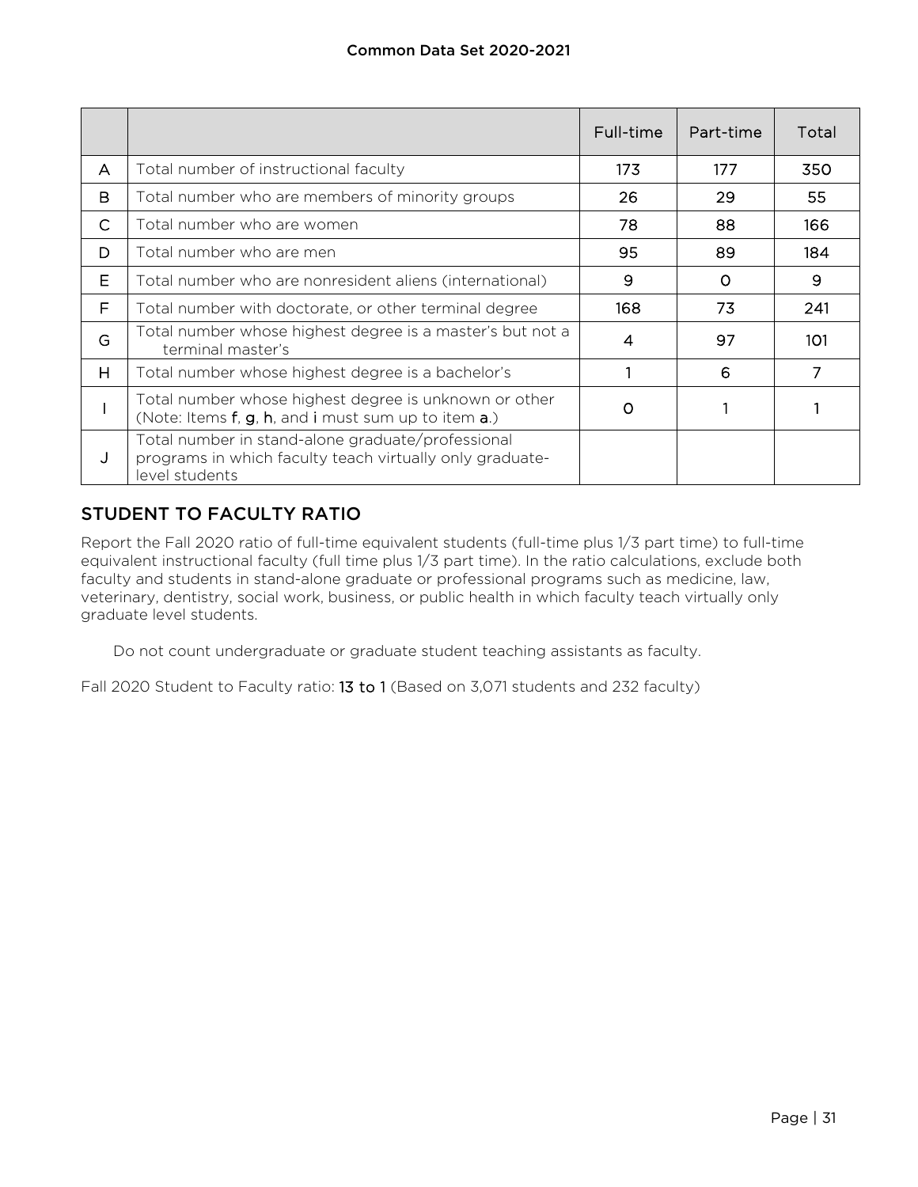| | | Full-time | Part-time | Total |
|---|---|---|---|---|
| A | Total number of instructional faculty | 173 | 177 | 350 |
| B | Total number who are members of minority groups | 26 | 29 | 55 |
| C | Total number who are women | 78 | 88 | 166 |
| D | Total number who are men | 95 | 89 | 184 |
| E | Total number who are nonresident aliens (international) | 9 | 0 | 9 |
| F | Total number with doctorate, or other terminal degree | 168 | 73 | 241 |
| G | Total number whose highest degree is a master's but not a terminal master's | 4 | 97 | 101 |
| H | Total number whose highest degree is a bachelor's | 1 | 6 | 7 |
| I | Total number whose highest degree is unknown or other (Note: Items **f**, **g**, **h**, and **i** must sum up to item **a**.) | 0 | 1 | 1 |
| J | Total number in stand-alone graduate/professional programs in which faculty teach virtually only graduate-level students | | | |

## STUDENT TO FACULTY RATIO

Report the Fall 2020 ratio of full-time equivalent students (full-time plus 1/3 part time) to full-time equivalent instructional faculty (full time plus 1/3 part time). In the ratio calculations, exclude both faculty and students in stand-alone graduate or professional programs such as medicine, law, veterinary, dentistry, social work, business, or public health in which faculty teach virtually only graduate level students.

Do not count undergraduate or graduate student teaching assistants as faculty.

Fall 2020 Student to Faculty ratio: **13 to 1** (Based on 3,071 students and 232 faculty)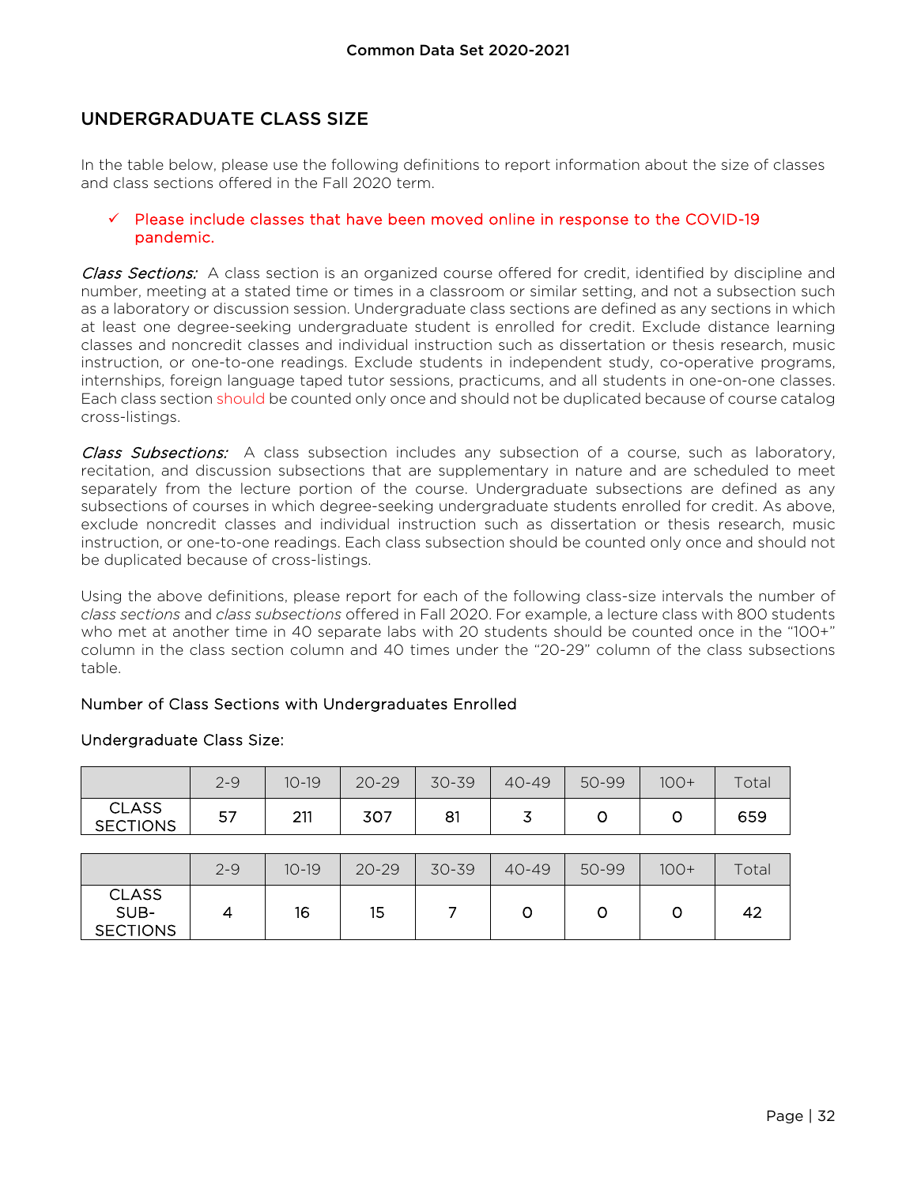## UNDERGRADUATE CLASS SIZE

In the table below, please use the following definitions to report information about the size of classes and class sections offered in the Fall 2020 term.

- ✓ Please include classes that have been moved online in response to the COVID-19 pandemic.

*Class Sections:* A class section is an organized course offered for credit, identified by discipline and number, meeting at a stated time or times in a classroom or similar setting, and not a subsection such as a laboratory or discussion session. Undergraduate class sections are defined as any sections in which at least one degree-seeking undergraduate student is enrolled for credit. Exclude distance learning classes and noncredit classes and individual instruction such as dissertation or thesis research, music instruction, or one-to-one readings. Exclude students in independent study, co-operative programs, internships, foreign language taped tutor sessions, practicums, and all students in one-on-one classes. Each class section should be counted only once and should not be duplicated because of course catalog cross-listings.

*Class Subsections:* A class subsection includes any subsection of a course, such as laboratory, recitation, and discussion subsections that are supplementary in nature and are scheduled to meet separately from the lecture portion of the course. Undergraduate subsections are defined as any subsections of courses in which degree-seeking undergraduate students enrolled for credit. As above, exclude noncredit classes and individual instruction such as dissertation or thesis research, music instruction, or one-to-one readings. Each class subsection should be counted only once and should not be duplicated because of cross-listings.

Using the above definitions, please report for each of the following class-size intervals the number of *class sections* and *class subsections* offered in Fall 2020. For example, a lecture class with 800 students who met at another time in 40 separate labs with 20 students should be counted once in the "100+" column in the class section column and 40 times under the "20-29" column of the class subsections table.

Number of Class Sections with Undergraduates Enrolled

Undergraduate Class Size:

| | 2-9 | 10-19 | 20-29 | 30-39 | 40-49 | 50-99 | 100+ | Total |
|---|---|---|---|---|---|---|---|---|
| CLASS SECTIONS | 57 | 211 | 307 | 81 | 3 | 0 | 0 | 659 |

| | 2-9 | 10-19 | 20-29 | 30-39 | 40-49 | 50-99 | 100+ | Total |
|---|---|---|---|---|---|---|---|---|
| CLASS SUB-SECTIONS | 4 | 16 | 15 | 7 | 0 | 0 | 0 | 42 |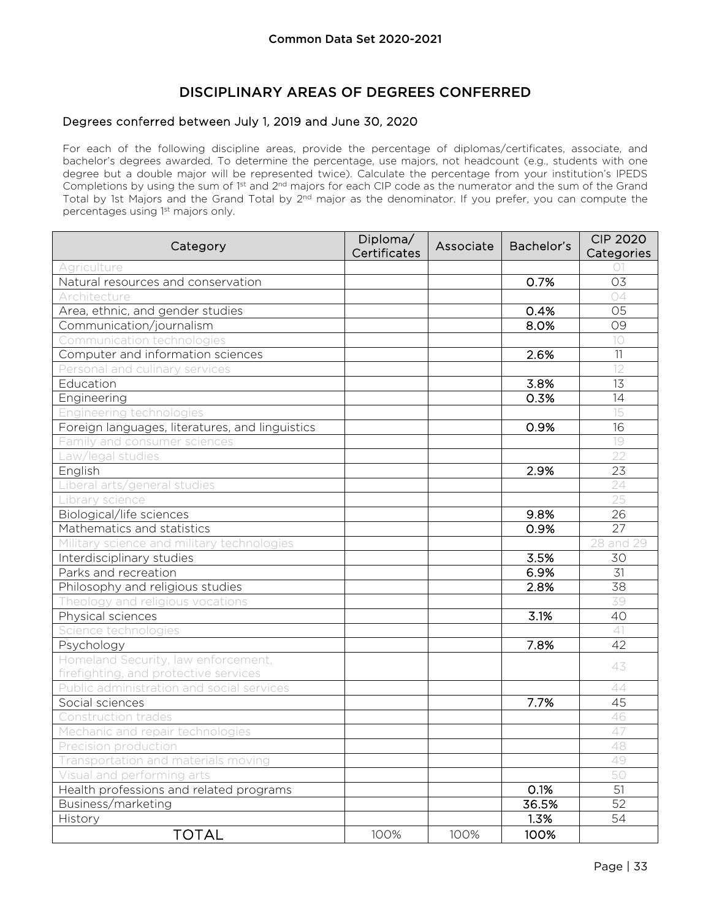## DISCIPLINARY AREAS OF DEGREES CONFERRED

### Degrees conferred between July 1, 2019 and June 30, 2020

For each of the following discipline areas, provide the percentage of diplomas/certificates, associate, and bachelor's degrees awarded. To determine the percentage, use majors, not headcount (e.g., students with one degree but a double major will be represented twice). Calculate the percentage from your institution's IPEDS Completions by using the sum of 1st and 2nd majors for each CIP code as the numerator and the sum of the Grand Total by 1st Majors and the Grand Total by 2nd major as the denominator. If you prefer, you can compute the percentages using 1st majors only.

| Category | Diploma/ Certificates | Associate | Bachelor's | CIP 2020 Categories |
|---|---|---|---|---|
| Agriculture | | | | 01 |
| Natural resources and conservation | | | 0.7% | 03 |
| Architecture | | | | 04 |
| Area, ethnic, and gender studies | | | 0.4% | 05 |
| Communication/journalism | | | 8.0% | 09 |
| Communication technologies | | | | 10 |
| Computer and information sciences | | | 2.6% | 11 |
| Personal and culinary services | | | | 12 |
| Education | | | 3.8% | 13 |
| Engineering | | | 0.3% | 14 |
| Engineering technologies | | | | 15 |
| Foreign languages, literatures, and linguistics | | | 0.9% | 16 |
| Family and consumer sciences | | | | 19 |
| Law/legal studies | | | | 22 |
| English | | | 2.9% | 23 |
| Liberal arts/general studies | | | | 24 |
| Library science | | | | 25 |
| Biological/life sciences | | | 9.8% | 26 |
| Mathematics and statistics | | | 0.9% | 27 |
| Military science and military technologies | | | | 28 and 29 |
| Interdisciplinary studies | | | 3.5% | 30 |
| Parks and recreation | | | 6.9% | 31 |
| Philosophy and religious studies | | | 2.8% | 38 |
| Theology and religious vocations | | | | 39 |
| Physical sciences | | | 3.1% | 40 |
| Science technologies | | | | 41 |
| Psychology | | | 7.8% | 42 |
| Homeland Security, law enforcement, firefighting, and protective services | | | | 43 |
| Public administration and social services | | | | 44 |
| Social sciences | | | 7.7% | 45 |
| Construction trades | | | | 46 |
| Mechanic and repair technologies | | | | 47 |
| Precision production | | | | 48 |
| Transportation and materials moving | | | | 49 |
| Visual and performing arts | | | | 50 |
| Health professions and related programs | | | 0.1% | 51 |
| Business/marketing | | | 36.5% | 52 |
| History | | | 1.3% | 54 |
| TOTAL | 100% | 100% | 100% | |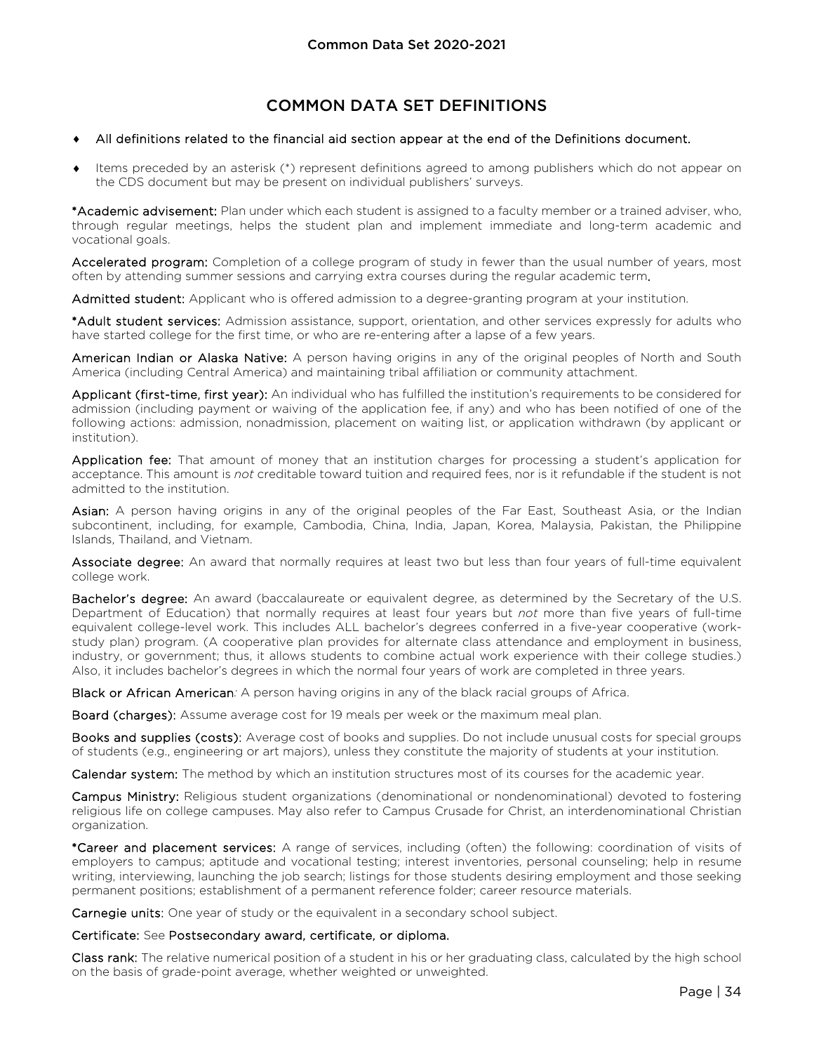# COMMON DATA SET DEFINITIONS

- **All definitions related to the financial aid section appear at the end of the Definitions document.**
- Items preceded by an asterisk (*) represent definitions agreed to among publishers which do not appear on the CDS document but may be present on individual publishers' surveys.

**\*Academic advisement:** Plan under which each student is assigned to a faculty member or a trained adviser, who, through regular meetings, helps the student plan and implement immediate and long-term academic and vocational goals.

**Accelerated program:** Completion of a college program of study in fewer than the usual number of years, most often by attending summer sessions and carrying extra courses during the regular academic term.

**Admitted student:** Applicant who is offered admission to a degree-granting program at your institution.

**\*Adult student services:** Admission assistance, support, orientation, and other services expressly for adults who have started college for the first time, or who are re-entering after a lapse of a few years.

**American Indian or Alaska Native:** A person having origins in any of the original peoples of North and South America (including Central America) and maintaining tribal affiliation or community attachment.

**Applicant (first-time, first year):** An individual who has fulfilled the institution's requirements to be considered for admission (including payment or waiving of the application fee, if any) and who has been notified of one of the following actions: admission, nonadmission, placement on waiting list, or application withdrawn (by applicant or institution).

**Application fee:** That amount of money that an institution charges for processing a student's application for acceptance. This amount is *not* creditable toward tuition and required fees, nor is it refundable if the student is not admitted to the institution.

**Asian:** A person having origins in any of the original peoples of the Far East, Southeast Asia, or the Indian subcontinent, including, for example, Cambodia, China, India, Japan, Korea, Malaysia, Pakistan, the Philippine Islands, Thailand, and Vietnam.

**Associate degree:** An award that normally requires at least two but less than four years of full-time equivalent college work.

**Bachelor's degree:** An award (baccalaureate or equivalent degree, as determined by the Secretary of the U.S. Department of Education) that normally requires at least four years but *not* more than five years of full-time equivalent college-level work. This includes ALL bachelor's degrees conferred in a five-year cooperative (work-study plan) program. (A cooperative plan provides for alternate class attendance and employment in business, industry, or government; thus, it allows students to combine actual work experience with their college studies.) Also, it includes bachelor's degrees in which the normal four years of work are completed in three years.

**Black or African American***:* A person having origins in any of the black racial groups of Africa.

**Board (charges):** Assume average cost for 19 meals per week or the maximum meal plan.

**Books and supplies (costs):** Average cost of books and supplies. Do not include unusual costs for special groups of students (e.g., engineering or art majors), unless they constitute the majority of students at your institution.

**Calendar system:** The method by which an institution structures most of its courses for the academic year.

**Campus Ministry:** Religious student organizations (denominational or nondenominational) devoted to fostering religious life on college campuses. May also refer to Campus Crusade for Christ, an interdenominational Christian organization.

**\*Career and placement services:** A range of services, including (often) the following: coordination of visits of employers to campus; aptitude and vocational testing; interest inventories, personal counseling; help in resume writing, interviewing, launching the job search; listings for those students desiring employment and those seeking permanent positions; establishment of a permanent reference folder; career resource materials.

**Carnegie units:** One year of study or the equivalent in a secondary school subject.

**Certificate:** See **Postsecondary award, certificate, or diploma.**

**Class rank:** The relative numerical position of a student in his or her graduating class, calculated by the high school on the basis of grade-point average, whether weighted or unweighted.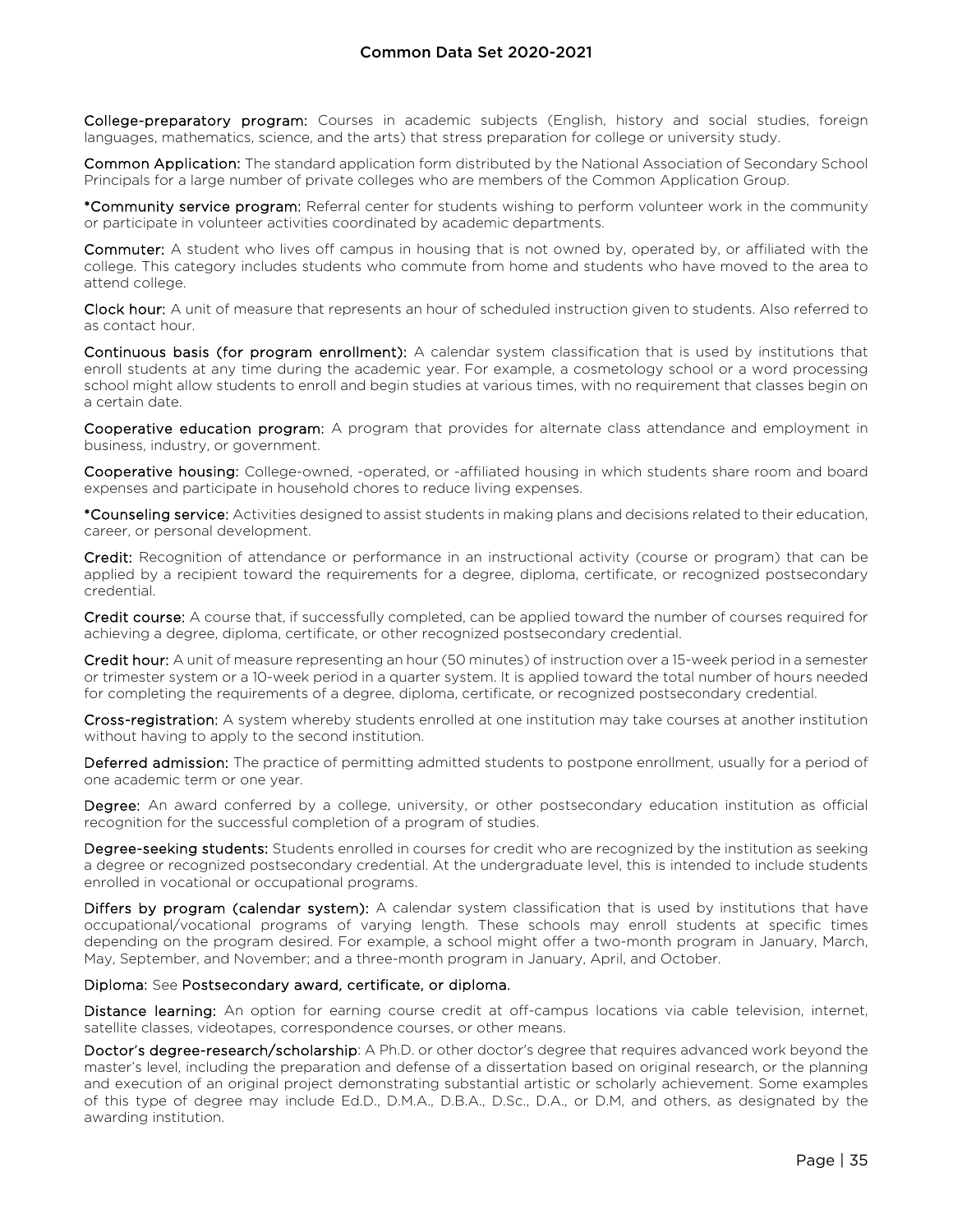**College-preparatory program:** Courses in academic subjects (English, history and social studies, foreign languages, mathematics, science, and the arts) that stress preparation for college or university study.

**Common Application:** The standard application form distributed by the National Association of Secondary School Principals for a large number of private colleges who are members of the Common Application Group.

***Community service program:** Referral center for students wishing to perform volunteer work in the community or participate in volunteer activities coordinated by academic departments.

**Commuter:** A student who lives off campus in housing that is not owned by, operated by, or affiliated with the college. This category includes students who commute from home and students who have moved to the area to attend college.

**Clock hour:** A unit of measure that represents an hour of scheduled instruction given to students. Also referred to as contact hour.

**Continuous basis (for program enrollment):** A calendar system classification that is used by institutions that enroll students at any time during the academic year. For example, a cosmetology school or a word processing school might allow students to enroll and begin studies at various times, with no requirement that classes begin on a certain date.

**Cooperative education program:** A program that provides for alternate class attendance and employment in business, industry, or government.

**Cooperative housing:** College-owned, -operated, or -affiliated housing in which students share room and board expenses and participate in household chores to reduce living expenses.

***Counseling service:** Activities designed to assist students in making plans and decisions related to their education, career, or personal development.

**Credit:** Recognition of attendance or performance in an instructional activity (course or program) that can be applied by a recipient toward the requirements for a degree, diploma, certificate, or recognized postsecondary credential.

**Credit course:** A course that, if successfully completed, can be applied toward the number of courses required for achieving a degree, diploma, certificate, or other recognized postsecondary credential.

**Credit hour:** A unit of measure representing an hour (50 minutes) of instruction over a 15-week period in a semester or trimester system or a 10-week period in a quarter system. It is applied toward the total number of hours needed for completing the requirements of a degree, diploma, certificate, or recognized postsecondary credential.

**Cross-registration:** A system whereby students enrolled at one institution may take courses at another institution without having to apply to the second institution.

**Deferred admission:** The practice of permitting admitted students to postpone enrollment, usually for a period of one academic term or one year.

**Degree:** An award conferred by a college, university, or other postsecondary education institution as official recognition for the successful completion of a program of studies.

**Degree-seeking students:** Students enrolled in courses for credit who are recognized by the institution as seeking a degree or recognized postsecondary credential. At the undergraduate level, this is intended to include students enrolled in vocational or occupational programs.

**Differs by program (calendar system):** A calendar system classification that is used by institutions that have occupational/vocational programs of varying length. These schools may enroll students at specific times depending on the program desired. For example, a school might offer a two-month program in January, March, May, September, and November; and a three-month program in January, April, and October.

**Diploma:** See **Postsecondary award, certificate, or diploma.**

**Distance learning:** An option for earning course credit at off-campus locations via cable television, internet, satellite classes, videotapes, correspondence courses, or other means.

**Doctor's degree-research/scholarship**: A Ph.D. or other doctor's degree that requires advanced work beyond the master's level, including the preparation and defense of a dissertation based on original research, or the planning and execution of an original project demonstrating substantial artistic or scholarly achievement. Some examples of this type of degree may include Ed.D., D.M.A., D.B.A., D.Sc., D.A., or D.M, and others, as designated by the awarding institution.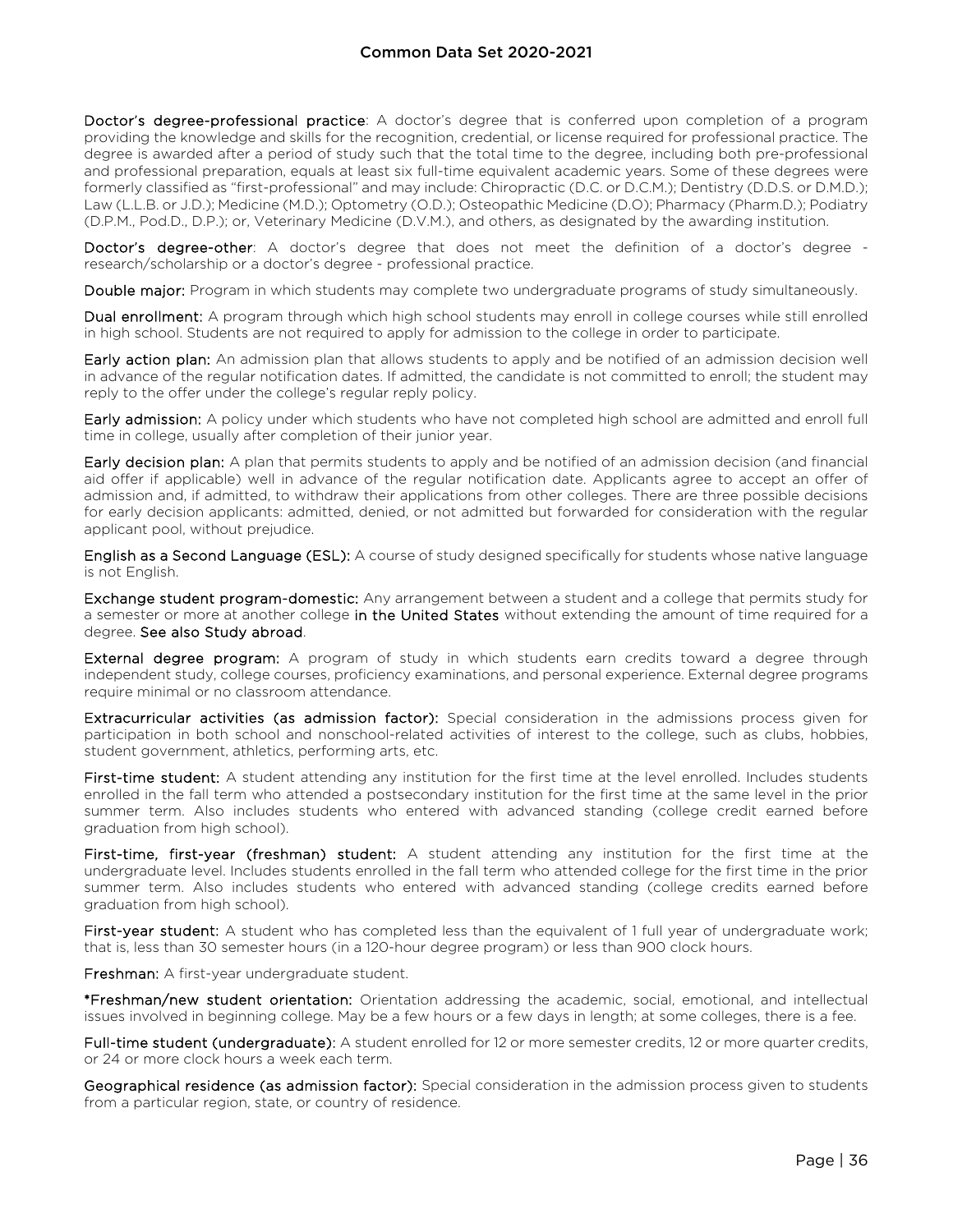**Doctor's degree-professional practice**: A doctor's degree that is conferred upon completion of a program providing the knowledge and skills for the recognition, credential, or license required for professional practice. The degree is awarded after a period of study such that the total time to the degree, including both pre-professional and professional preparation, equals at least six full-time equivalent academic years. Some of these degrees were formerly classified as "first-professional" and may include: Chiropractic (D.C. or D.C.M.); Dentistry (D.D.S. or D.M.D.); Law (L.L.B. or J.D.); Medicine (M.D.); Optometry (O.D.); Osteopathic Medicine (D.O); Pharmacy (Pharm.D.); Podiatry (D.P.M., Pod.D., D.P.); or, Veterinary Medicine (D.V.M.), and others, as designated by the awarding institution.

**Doctor's degree-other**: A doctor's degree that does not meet the definition of a doctor's degree - research/scholarship or a doctor's degree - professional practice.

**Double major:** Program in which students may complete two undergraduate programs of study simultaneously.

**Dual enrollment:** A program through which high school students may enroll in college courses while still enrolled in high school. Students are not required to apply for admission to the college in order to participate.

**Early action plan:** An admission plan that allows students to apply and be notified of an admission decision well in advance of the regular notification dates. If admitted, the candidate is not committed to enroll; the student may reply to the offer under the college's regular reply policy.

**Early admission:** A policy under which students who have not completed high school are admitted and enroll full time in college, usually after completion of their junior year.

**Early decision plan:** A plan that permits students to apply and be notified of an admission decision (and financial aid offer if applicable) well in advance of the regular notification date. Applicants agree to accept an offer of admission and, if admitted, to withdraw their applications from other colleges. There are three possible decisions for early decision applicants: admitted, denied, or not admitted but forwarded for consideration with the regular applicant pool, without prejudice.

**English as a Second Language (ESL):** A course of study designed specifically for students whose native language is not English.

**Exchange student program-domestic:** Any arrangement between a student and a college that permits study for a semester or more at another college **in the United States** without extending the amount of time required for a degree. **See also Study abroad**.

**External degree program:** A program of study in which students earn credits toward a degree through independent study, college courses, proficiency examinations, and personal experience. External degree programs require minimal or no classroom attendance.

**Extracurricular activities (as admission factor):** Special consideration in the admissions process given for participation in both school and nonschool-related activities of interest to the college, such as clubs, hobbies, student government, athletics, performing arts, etc.

**First-time student:** A student attending any institution for the first time at the level enrolled. Includes students enrolled in the fall term who attended a postsecondary institution for the first time at the same level in the prior summer term. Also includes students who entered with advanced standing (college credit earned before graduation from high school).

**First-time, first-year (freshman) student:** A student attending any institution for the first time at the undergraduate level. Includes students enrolled in the fall term who attended college for the first time in the prior summer term. Also includes students who entered with advanced standing (college credits earned before graduation from high school).

**First-year student:** A student who has completed less than the equivalent of 1 full year of undergraduate work; that is, less than 30 semester hours (in a 120-hour degree program) or less than 900 clock hours.

**Freshman:** A first-year undergraduate student.

***Freshman/new student orientation:** Orientation addressing the academic, social, emotional, and intellectual issues involved in beginning college. May be a few hours or a few days in length; at some colleges, there is a fee.

**Full-time student (undergraduate):** A student enrolled for 12 or more semester credits, 12 or more quarter credits, or 24 or more clock hours a week each term.

**Geographical residence (as admission factor):** Special consideration in the admission process given to students from a particular region, state, or country of residence.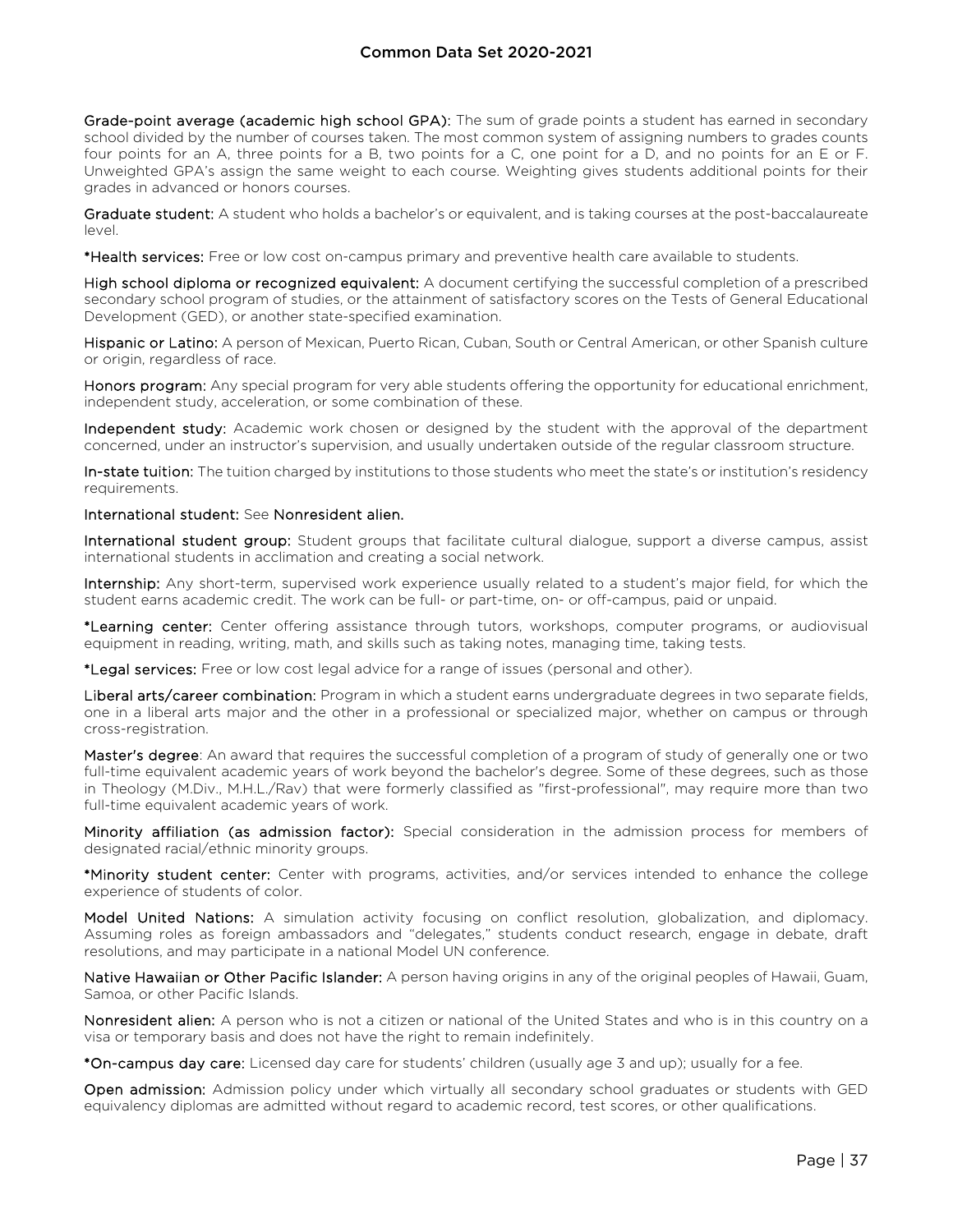**Grade-point average (academic high school GPA):** The sum of grade points a student has earned in secondary school divided by the number of courses taken. The most common system of assigning numbers to grades counts four points for an A, three points for a B, two points for a C, one point for a D, and no points for an E or F. Unweighted GPA's assign the same weight to each course. Weighting gives students additional points for their grades in advanced or honors courses.

**Graduate student:** A student who holds a bachelor's or equivalent, and is taking courses at the post-baccalaureate level.

**\*Health services:** Free or low cost on-campus primary and preventive health care available to students.

**High school diploma or recognized equivalent:** A document certifying the successful completion of a prescribed secondary school program of studies, or the attainment of satisfactory scores on the Tests of General Educational Development (GED), or another state-specified examination.

**Hispanic or Latino:** A person of Mexican, Puerto Rican, Cuban, South or Central American, or other Spanish culture or origin, regardless of race.

**Honors program:** Any special program for very able students offering the opportunity for educational enrichment, independent study, acceleration, or some combination of these.

**Independent study:** Academic work chosen or designed by the student with the approval of the department concerned, under an instructor's supervision, and usually undertaken outside of the regular classroom structure.

**In-state tuition:** The tuition charged by institutions to those students who meet the state's or institution's residency requirements.

**International student:** See **Nonresident alien.**

**International student group:** Student groups that facilitate cultural dialogue, support a diverse campus, assist international students in acclimation and creating a social network.

**Internship:** Any short-term, supervised work experience usually related to a student's major field, for which the student earns academic credit. The work can be full- or part-time, on- or off-campus, paid or unpaid.

**\*Learning center:** Center offering assistance through tutors, workshops, computer programs, or audiovisual equipment in reading, writing, math, and skills such as taking notes, managing time, taking tests.

**\*Legal services:** Free or low cost legal advice for a range of issues (personal and other).

**Liberal arts/career combination:** Program in which a student earns undergraduate degrees in two separate fields, one in a liberal arts major and the other in a professional or specialized major, whether on campus or through cross-registration.

**Master's degree**: An award that requires the successful completion of a program of study of generally one or two full-time equivalent academic years of work beyond the bachelor's degree. Some of these degrees, such as those in Theology (M.Div., M.H.L./Rav) that were formerly classified as "first-professional", may require more than two full-time equivalent academic years of work.

**Minority affiliation (as admission factor):** Special consideration in the admission process for members of designated racial/ethnic minority groups.

**\*Minority student center:** Center with programs, activities, and/or services intended to enhance the college experience of students of color.

**Model United Nations:** A simulation activity focusing on conflict resolution, globalization, and diplomacy. Assuming roles as foreign ambassadors and "delegates," students conduct research, engage in debate, draft resolutions, and may participate in a national Model UN conference.

**Native Hawaiian or Other Pacific Islander:** A person having origins in any of the original peoples of Hawaii, Guam, Samoa, or other Pacific Islands.

**Nonresident alien:** A person who is not a citizen or national of the United States and who is in this country on a visa or temporary basis and does not have the right to remain indefinitely.

**\*On-campus day care:** Licensed day care for students' children (usually age 3 and up); usually for a fee.

**Open admission:** Admission policy under which virtually all secondary school graduates or students with GED equivalency diplomas are admitted without regard to academic record, test scores, or other qualifications.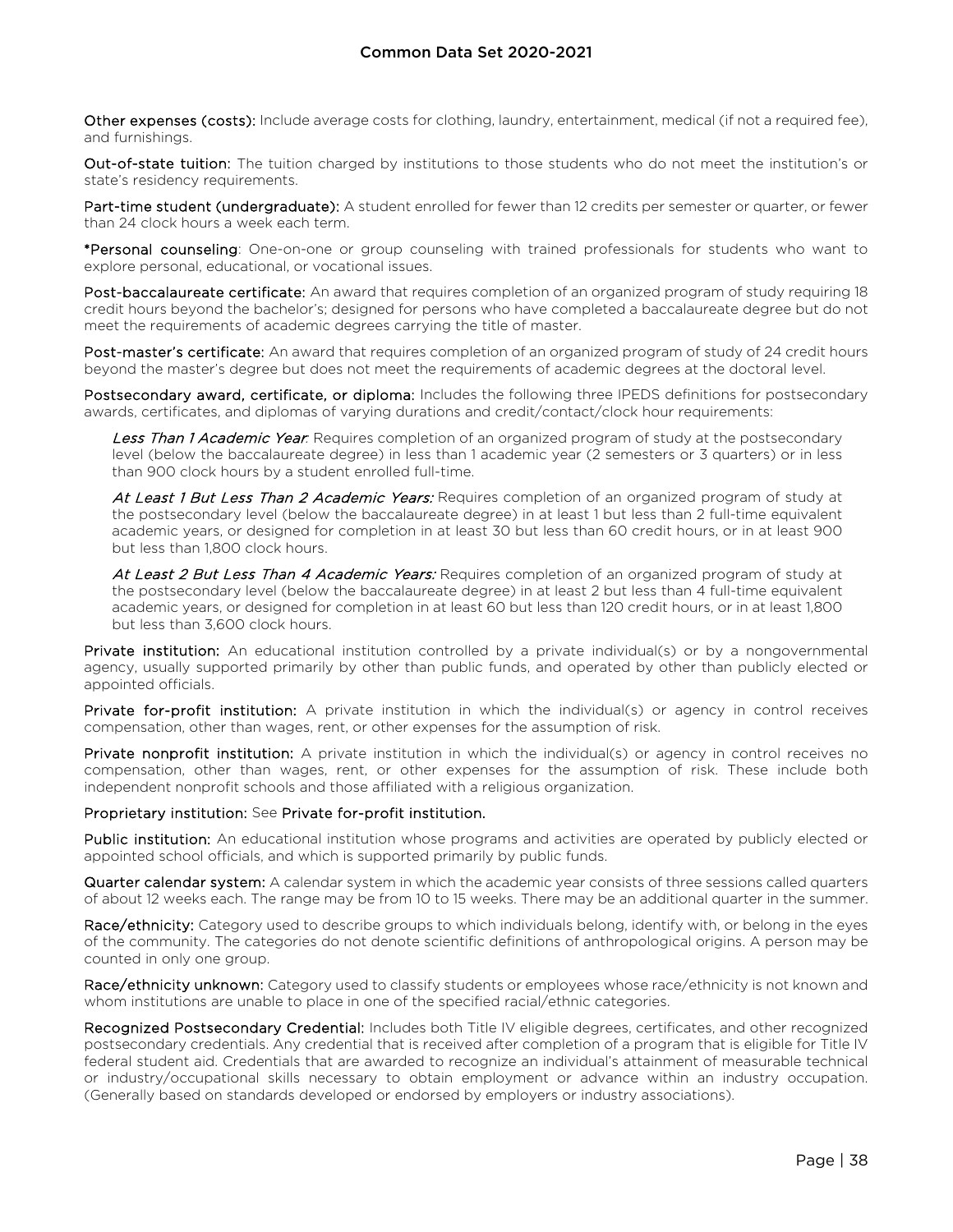**Other expenses (costs):** Include average costs for clothing, laundry, entertainment, medical (if not a required fee), and furnishings.

**Out-of-state tuition:** The tuition charged by institutions to those students who do not meet the institution's or state's residency requirements.

**Part-time student (undergraduate):** A student enrolled for fewer than 12 credits per semester or quarter, or fewer than 24 clock hours a week each term.

**\*Personal counseling**: One-on-one or group counseling with trained professionals for students who want to explore personal, educational, or vocational issues.

**Post-baccalaureate certificate:** An award that requires completion of an organized program of study requiring 18 credit hours beyond the bachelor's; designed for persons who have completed a baccalaureate degree but do not meet the requirements of academic degrees carrying the title of master.

**Post-master's certificate:** An award that requires completion of an organized program of study of 24 credit hours beyond the master's degree but does not meet the requirements of academic degrees at the doctoral level.

**Postsecondary award, certificate, or diploma:** Includes the following three IPEDS definitions for postsecondary awards, certificates, and diplomas of varying durations and credit/contact/clock hour requirements:

> *Less Than 1 Academic Year*: Requires completion of an organized program of study at the postsecondary level (below the baccalaureate degree) in less than 1 academic year (2 semesters or 3 quarters) or in less than 900 clock hours by a student enrolled full-time.
>
> *At Least 1 But Less Than 2 Academic Years:* Requires completion of an organized program of study at the postsecondary level (below the baccalaureate degree) in at least 1 but less than 2 full-time equivalent academic years, or designed for completion in at least 30 but less than 60 credit hours, or in at least 900 but less than 1,800 clock hours.
>
> *At Least 2 But Less Than 4 Academic Years:* Requires completion of an organized program of study at the postsecondary level (below the baccalaureate degree) in at least 2 but less than 4 full-time equivalent academic years, or designed for completion in at least 60 but less than 120 credit hours, or in at least 1,800 but less than 3,600 clock hours.

**Private institution:** An educational institution controlled by a private individual(s) or by a nongovernmental agency, usually supported primarily by other than public funds, and operated by other than publicly elected or appointed officials.

**Private for-profit institution:** A private institution in which the individual(s) or agency in control receives compensation, other than wages, rent, or other expenses for the assumption of risk.

**Private nonprofit institution:** A private institution in which the individual(s) or agency in control receives no compensation, other than wages, rent, or other expenses for the assumption of risk. These include both independent nonprofit schools and those affiliated with a religious organization.

**Proprietary institution:** See **Private for-profit institution.**

**Public institution:** An educational institution whose programs and activities are operated by publicly elected or appointed school officials, and which is supported primarily by public funds.

**Quarter calendar system:** A calendar system in which the academic year consists of three sessions called quarters of about 12 weeks each. The range may be from 10 to 15 weeks. There may be an additional quarter in the summer.

**Race/ethnicity:** Category used to describe groups to which individuals belong, identify with, or belong in the eyes of the community. The categories do not denote scientific definitions of anthropological origins. A person may be counted in only one group.

**Race/ethnicity unknown:** Category used to classify students or employees whose race/ethnicity is not known and whom institutions are unable to place in one of the specified racial/ethnic categories.

**Recognized Postsecondary Credential:** Includes both Title IV eligible degrees, certificates, and other recognized postsecondary credentials. Any credential that is received after completion of a program that is eligible for Title IV federal student aid. Credentials that are awarded to recognize an individual's attainment of measurable technical or industry/occupational skills necessary to obtain employment or advance within an industry occupation. (Generally based on standards developed or endorsed by employers or industry associations).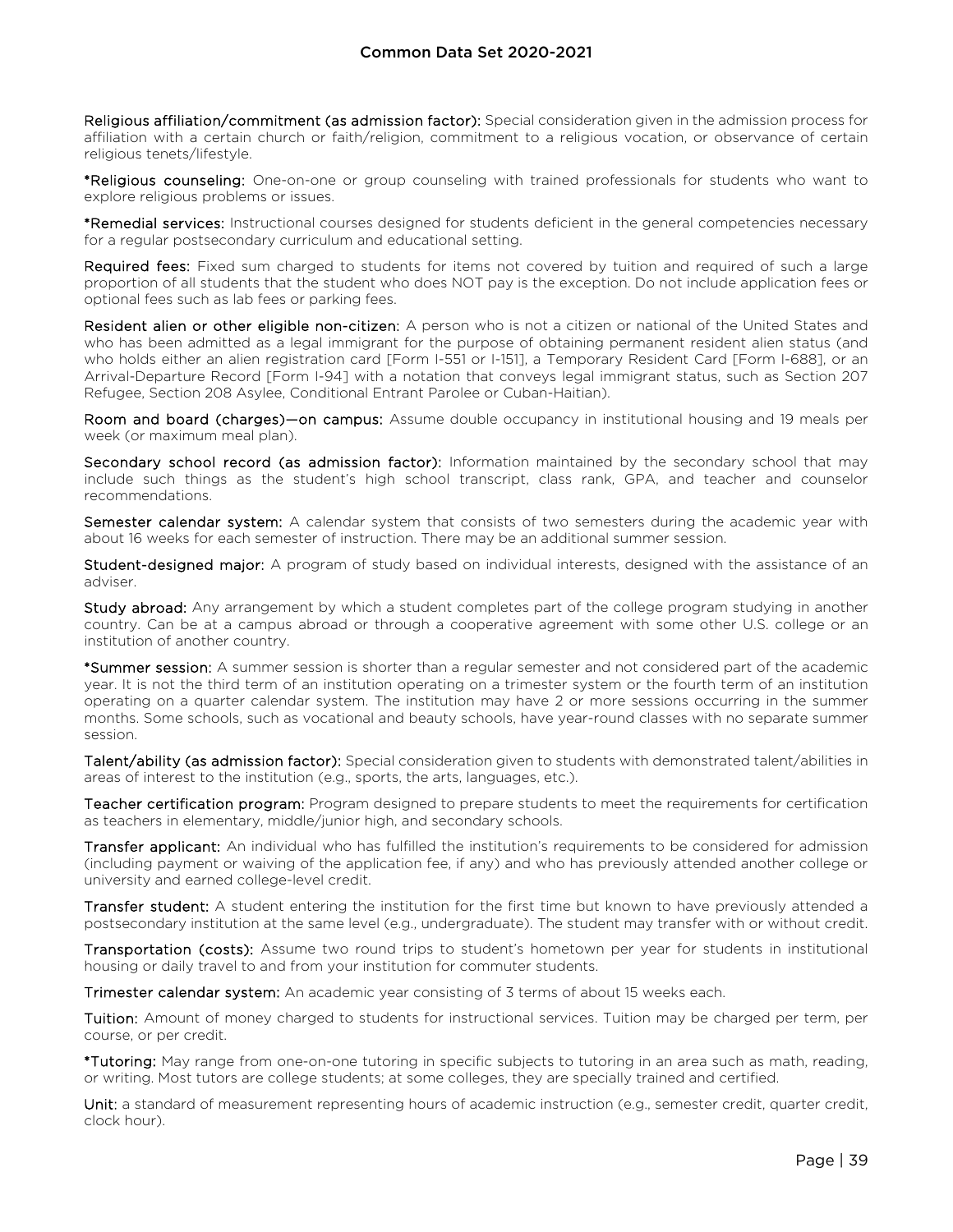**Religious affiliation/commitment (as admission factor):** Special consideration given in the admission process for affiliation with a certain church or faith/religion, commitment to a religious vocation, or observance of certain religious tenets/lifestyle.

***Religious counseling:** One-on-one or group counseling with trained professionals for students who want to explore religious problems or issues.

***Remedial services:** Instructional courses designed for students deficient in the general competencies necessary for a regular postsecondary curriculum and educational setting.

**Required fees:** Fixed sum charged to students for items not covered by tuition and required of such a large proportion of all students that the student who does NOT pay is the exception. Do not include application fees or optional fees such as lab fees or parking fees.

**Resident alien or other eligible non-citizen:** A person who is not a citizen or national of the United States and who has been admitted as a legal immigrant for the purpose of obtaining permanent resident alien status (and who holds either an alien registration card [Form I-551 or I-151], a Temporary Resident Card [Form I-688], or an Arrival-Departure Record [Form I-94] with a notation that conveys legal immigrant status, such as Section 207 Refugee, Section 208 Asylee, Conditional Entrant Parolee or Cuban-Haitian).

**Room and board (charges)—on campus:** Assume double occupancy in institutional housing and 19 meals per week (or maximum meal plan).

**Secondary school record (as admission factor):** Information maintained by the secondary school that may include such things as the student's high school transcript, class rank, GPA, and teacher and counselor recommendations.

**Semester calendar system:** A calendar system that consists of two semesters during the academic year with about 16 weeks for each semester of instruction. There may be an additional summer session.

**Student-designed major:** A program of study based on individual interests, designed with the assistance of an adviser.

**Study abroad:** Any arrangement by which a student completes part of the college program studying in another country. Can be at a campus abroad or through a cooperative agreement with some other U.S. college or an institution of another country.

***Summer session:** A summer session is shorter than a regular semester and not considered part of the academic year. It is not the third term of an institution operating on a trimester system or the fourth term of an institution operating on a quarter calendar system. The institution may have 2 or more sessions occurring in the summer months. Some schools, such as vocational and beauty schools, have year-round classes with no separate summer session.

**Talent/ability (as admission factor):** Special consideration given to students with demonstrated talent/abilities in areas of interest to the institution (e.g., sports, the arts, languages, etc.).

**Teacher certification program:** Program designed to prepare students to meet the requirements for certification as teachers in elementary, middle/junior high, and secondary schools.

**Transfer applicant:** An individual who has fulfilled the institution's requirements to be considered for admission (including payment or waiving of the application fee, if any) and who has previously attended another college or university and earned college-level credit.

**Transfer student:** A student entering the institution for the first time but known to have previously attended a postsecondary institution at the same level (e.g., undergraduate). The student may transfer with or without credit.

**Transportation (costs):** Assume two round trips to student's hometown per year for students in institutional housing or daily travel to and from your institution for commuter students.

**Trimester calendar system:** An academic year consisting of 3 terms of about 15 weeks each.

**Tuition:** Amount of money charged to students for instructional services. Tuition may be charged per term, per course, or per credit.

***Tutoring:** May range from one-on-one tutoring in specific subjects to tutoring in an area such as math, reading, or writing. Most tutors are college students; at some colleges, they are specially trained and certified.

**Unit:** a standard of measurement representing hours of academic instruction (e.g., semester credit, quarter credit, clock hour).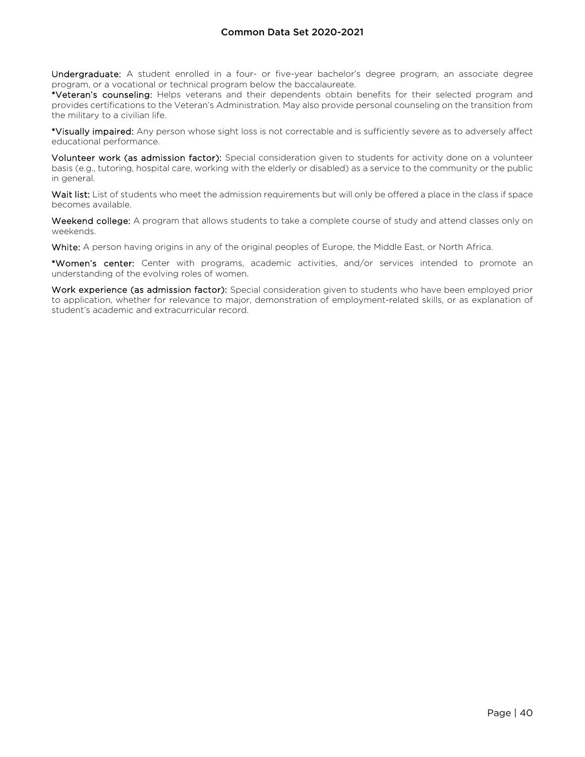**Undergraduate:** A student enrolled in a four- or five-year bachelor's degree program, an associate degree program, or a vocational or technical program below the baccalaureate.

***Veteran's counseling:** Helps veterans and their dependents obtain benefits for their selected program and provides certifications to the Veteran's Administration. May also provide personal counseling on the transition from the military to a civilian life.

***Visually impaired:** Any person whose sight loss is not correctable and is sufficiently severe as to adversely affect educational performance.

**Volunteer work (as admission factor):** Special consideration given to students for activity done on a volunteer basis (e.g., tutoring, hospital care, working with the elderly or disabled) as a service to the community or the public in general.

**Wait list:** List of students who meet the admission requirements but will only be offered a place in the class if space becomes available.

**Weekend college:** A program that allows students to take a complete course of study and attend classes only on weekends.

**White:** A person having origins in any of the original peoples of Europe, the Middle East, or North Africa.

***Women's center:** Center with programs, academic activities, and/or services intended to promote an understanding of the evolving roles of women.

**Work experience (as admission factor):** Special consideration given to students who have been employed prior to application, whether for relevance to major, demonstration of employment-related skills, or as explanation of student's academic and extracurricular record.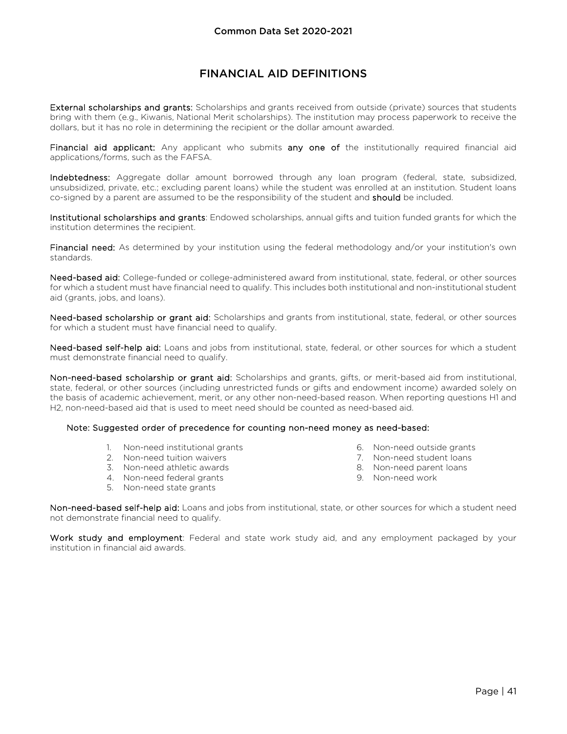# FINANCIAL AID DEFINITIONS

**External scholarships and grants:** Scholarships and grants received from outside (private) sources that students bring with them (e.g., Kiwanis, National Merit scholarships). The institution may process paperwork to receive the dollars, but it has no role in determining the recipient or the dollar amount awarded.

**Financial aid applicant:** Any applicant who submits **any one of** the institutionally required financial aid applications/forms, such as the FAFSA.

**Indebtedness:** Aggregate dollar amount borrowed through any loan program (federal, state, subsidized, unsubsidized, private, etc.; excluding parent loans) while the student was enrolled at an institution. Student loans co-signed by a parent are assumed to be the responsibility of the student and **should** be included.

**Institutional scholarships and grants**: Endowed scholarships, annual gifts and tuition funded grants for which the institution determines the recipient.

**Financial need:** As determined by your institution using the federal methodology and/or your institution's own standards.

**Need-based aid:** College-funded or college-administered award from institutional, state, federal, or other sources for which a student must have financial need to qualify. This includes both institutional and non-institutional student aid (grants, jobs, and loans).

**Need-based scholarship or grant aid:** Scholarships and grants from institutional, state, federal, or other sources for which a student must have financial need to qualify.

**Need-based self-help aid:** Loans and jobs from institutional, state, federal, or other sources for which a student must demonstrate financial need to qualify.

**Non-need-based scholarship or grant aid:** Scholarships and grants, gifts, or merit-based aid from institutional, state, federal, or other sources (including unrestricted funds or gifts and endowment income) awarded solely on the basis of academic achievement, merit, or any other non-need-based reason. When reporting questions H1 and H2, non-need-based aid that is used to meet need should be counted as need-based aid.

Note: Suggested order of precedence for counting non-need money as need-based:

1. Non-need institutional grants
2. Non-need tuition waivers
3. Non-need athletic awards
4. Non-need federal grants
5. Non-need state grants
6. Non-need outside grants
7. Non-need student loans
8. Non-need parent loans
9. Non-need work

**Non-need-based self-help aid:** Loans and jobs from institutional, state, or other sources for which a student need not demonstrate financial need to qualify.

**Work study and employment**: Federal and state work study aid, and any employment packaged by your institution in financial aid awards.